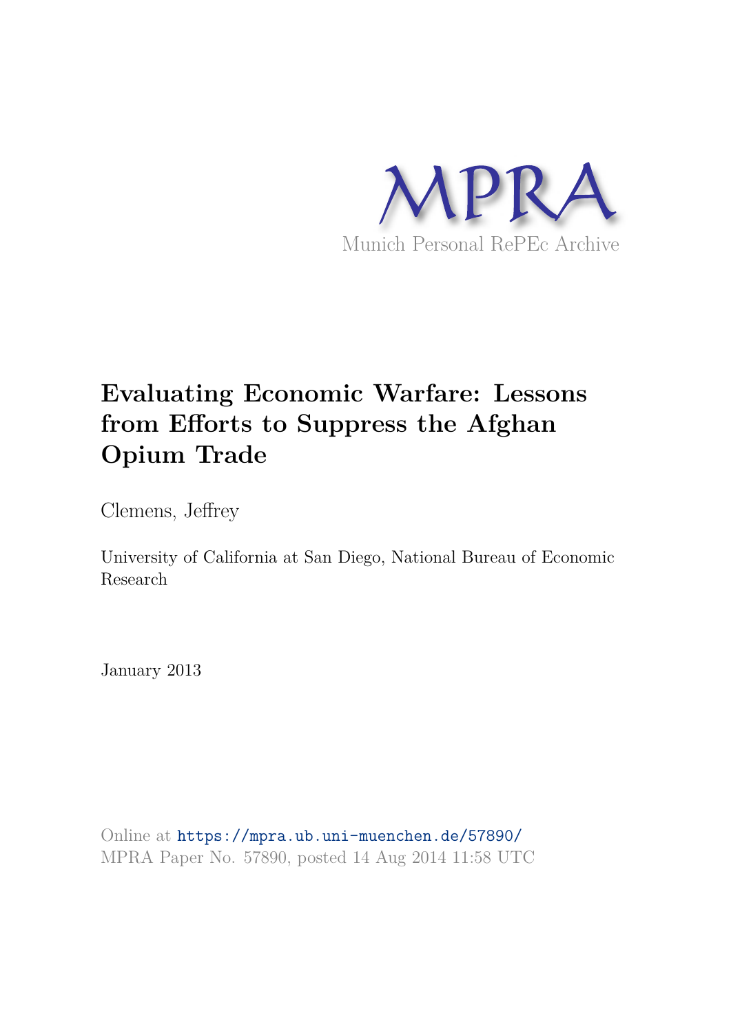MPRA

Munich Personal RePEc Archive

# Evaluating Economic Warfare: Lessons from Efforts to Suppress the Afghan Opium Trade

Clemens, Jeffrey

University of California at San Diego, National Bureau of Economic Research

January 2013

Online at https://mpra.ub.uni-muenchen.de/57890/
MPRA Paper No. 57890, posted 14 Aug 2014 11:58 UTC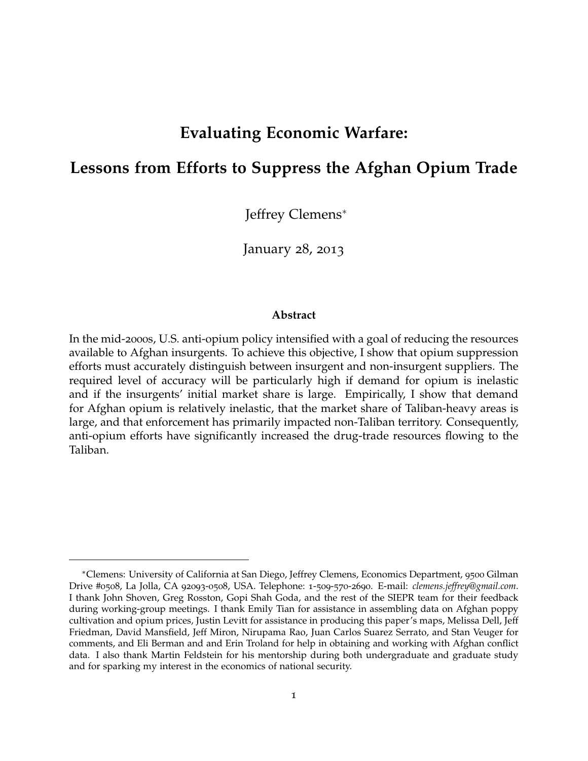# Evaluating Economic Warfare:

# Lessons from Efforts to Suppress the Afghan Opium Trade

Jeffrey Clemens*

January 28, 2013

### Abstract

In the mid-2000s, U.S. anti-opium policy intensified with a goal of reducing the resources available to Afghan insurgents. To achieve this objective, I show that opium suppression efforts must accurately distinguish between insurgent and non-insurgent suppliers. The required level of accuracy will be particularly high if demand for opium is inelastic and if the insurgents' initial market share is large. Empirically, I show that demand for Afghan opium is relatively inelastic, that the market share of Taliban-heavy areas is large, and that enforcement has primarily impacted non-Taliban territory. Consequently, anti-opium efforts have significantly increased the drug-trade resources flowing to the Taliban.

---

*Clemens: University of California at San Diego, Jeffrey Clemens, Economics Department, 9500 Gilman Drive #0508, La Jolla, CA 92093-0508, USA. Telephone: 1-509-570-2690. E-mail: *clemens.jeffrey@gmail.com*. I thank John Shoven, Greg Rosston, Gopi Shah Goda, and the rest of the SIEPR team for their feedback during working-group meetings. I thank Emily Tian for assistance in assembling data on Afghan poppy cultivation and opium prices, Justin Levitt for assistance in producing this paper's maps, Melissa Dell, Jeff Friedman, David Mansfield, Jeff Miron, Nirupama Rao, Juan Carlos Suarez Serrato, and Stan Veuger for comments, and Eli Berman and and Erin Troland for help in obtaining and working with Afghan conflict data. I also thank Martin Feldstein for his mentorship during both undergraduate and graduate study and for sparking my interest in the economics of national security.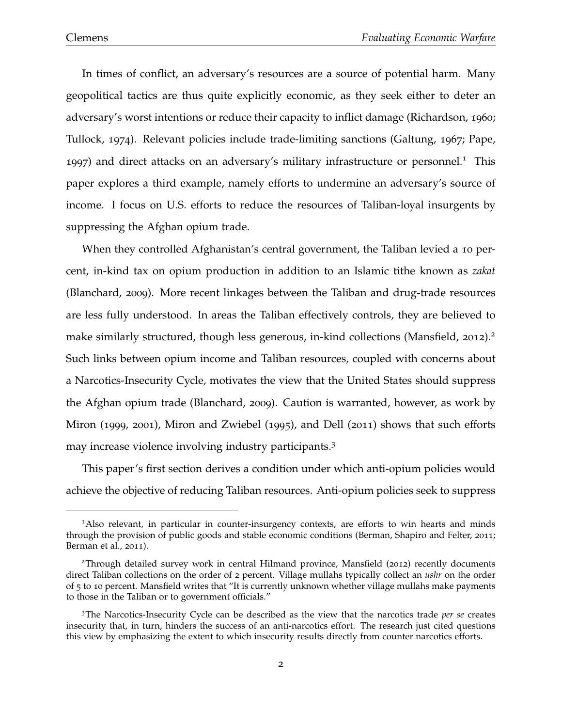In times of conflict, an adversary's resources are a source of potential harm. Many geopolitical tactics are thus quite explicitly economic, as they seek either to deter an adversary's worst intentions or reduce their capacity to inflict damage (Richardson, 1960; Tullock, 1974). Relevant policies include trade-limiting sanctions (Galtung, 1967; Pape, 1997) and direct attacks on an adversary's military infrastructure or personnel.[1] This paper explores a third example, namely efforts to undermine an adversary's source of income. I focus on U.S. efforts to reduce the resources of Taliban-loyal insurgents by suppressing the Afghan opium trade.

When they controlled Afghanistan's central government, the Taliban levied a 10 percent, in-kind tax on opium production in addition to an Islamic tithe known as *zakat* (Blanchard, 2009). More recent linkages between the Taliban and drug-trade resources are less fully understood. In areas the Taliban effectively controls, they are believed to make similarly structured, though less generous, in-kind collections (Mansfield, 2012).[2] Such links between opium income and Taliban resources, coupled with concerns about a Narcotics-Insecurity Cycle, motivates the view that the United States should suppress the Afghan opium trade (Blanchard, 2009). Caution is warranted, however, as work by Miron (1999, 2001), Miron and Zwiebel (1995), and Dell (2011) shows that such efforts may increase violence involving industry participants.[3]

This paper's first section derives a condition under which anti-opium policies would achieve the objective of reducing Taliban resources. Anti-opium policies seek to suppress

[1] Also relevant, in particular in counter-insurgency contexts, are efforts to win hearts and minds through the provision of public goods and stable economic conditions (Berman, Shapiro and Felter, 2011; Berman et al., 2011).

[2] Through detailed survey work in central Hilmand province, Mansfield (2012) recently documents direct Taliban collections on the order of 2 percent. Village mullahs typically collect an *ushr* on the order of 5 to 10 percent. Mansfield writes that "It is currently unknown whether village mullahs make payments to those in the Taliban or to government officials."

[3] The Narcotics-Insecurity Cycle can be described as the view that the narcotics trade *per se* creates insecurity that, in turn, hinders the success of an anti-narcotics effort. The research just cited questions this view by emphasizing the extent to which insecurity results directly from counter narcotics efforts.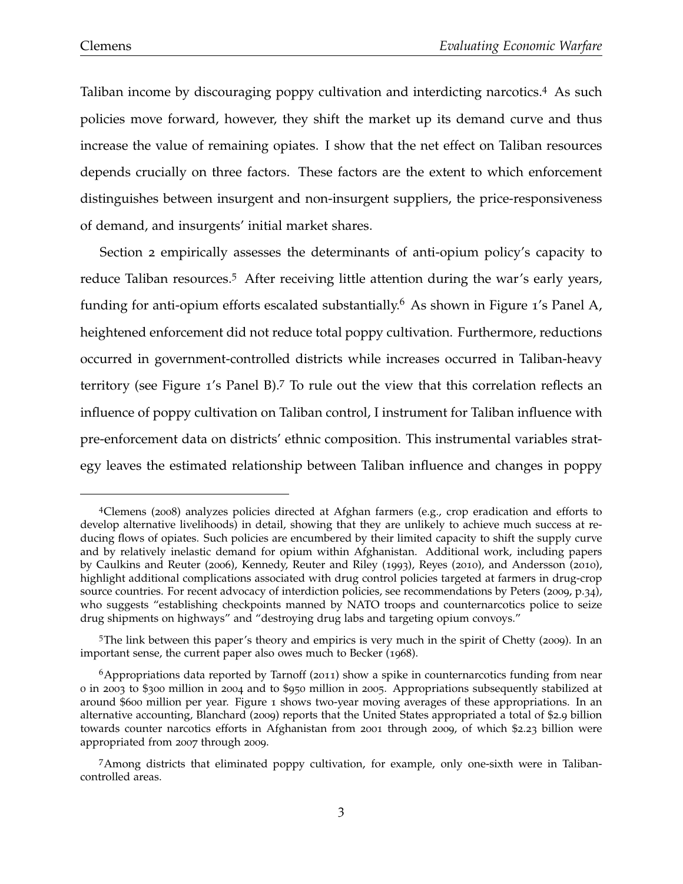Taliban income by discouraging poppy cultivation and interdicting narcotics.[4] As such policies move forward, however, they shift the market up its demand curve and thus increase the value of remaining opiates. I show that the net effect on Taliban resources depends crucially on three factors. These factors are the extent to which enforcement distinguishes between insurgent and non-insurgent suppliers, the price-responsiveness of demand, and insurgents' initial market shares.

Section 2 empirically assesses the determinants of anti-opium policy's capacity to reduce Taliban resources.[5] After receiving little attention during the war's early years, funding for anti-opium efforts escalated substantially.[6] As shown in Figure 1's Panel A, heightened enforcement did not reduce total poppy cultivation. Furthermore, reductions occurred in government-controlled districts while increases occurred in Taliban-heavy territory (see Figure 1's Panel B).[7] To rule out the view that this correlation reflects an influence of poppy cultivation on Taliban control, I instrument for Taliban influence with pre-enforcement data on districts' ethnic composition. This instrumental variables strategy leaves the estimated relationship between Taliban influence and changes in poppy

---

[4]Clemens (2008) analyzes policies directed at Afghan farmers (e.g., crop eradication and efforts to develop alternative livelihoods) in detail, showing that they are unlikely to achieve much success at reducing flows of opiates. Such policies are encumbered by their limited capacity to shift the supply curve and by relatively inelastic demand for opium within Afghanistan. Additional work, including papers by Caulkins and Reuter (2006), Kennedy, Reuter and Riley (1993), Reyes (2010), and Andersson (2010), highlight additional complications associated with drug control policies targeted at farmers in drug-crop source countries. For recent advocacy of interdiction policies, see recommendations by Peters (2009, p.34), who suggests "establishing checkpoints manned by NATO troops and counternarcotics police to seize drug shipments on highways" and "destroying drug labs and targeting opium convoys."

[5]The link between this paper's theory and empirics is very much in the spirit of Chetty (2009). In an important sense, the current paper also owes much to Becker (1968).

[6]Appropriations data reported by Tarnoff (2011) show a spike in counternarcotics funding from near 0 in 2003 to $300 million in 2004 and to $950 million in 2005. Appropriations subsequently stabilized at around $600 million per year. Figure 1 shows two-year moving averages of these appropriations. In an alternative accounting, Blanchard (2009) reports that the United States appropriated a total of $2.9 billion towards counter narcotics efforts in Afghanistan from 2001 through 2009, of which $2.23 billion were appropriated from 2007 through 2009.

[7]Among districts that eliminated poppy cultivation, for example, only one-sixth were in Taliban-controlled areas.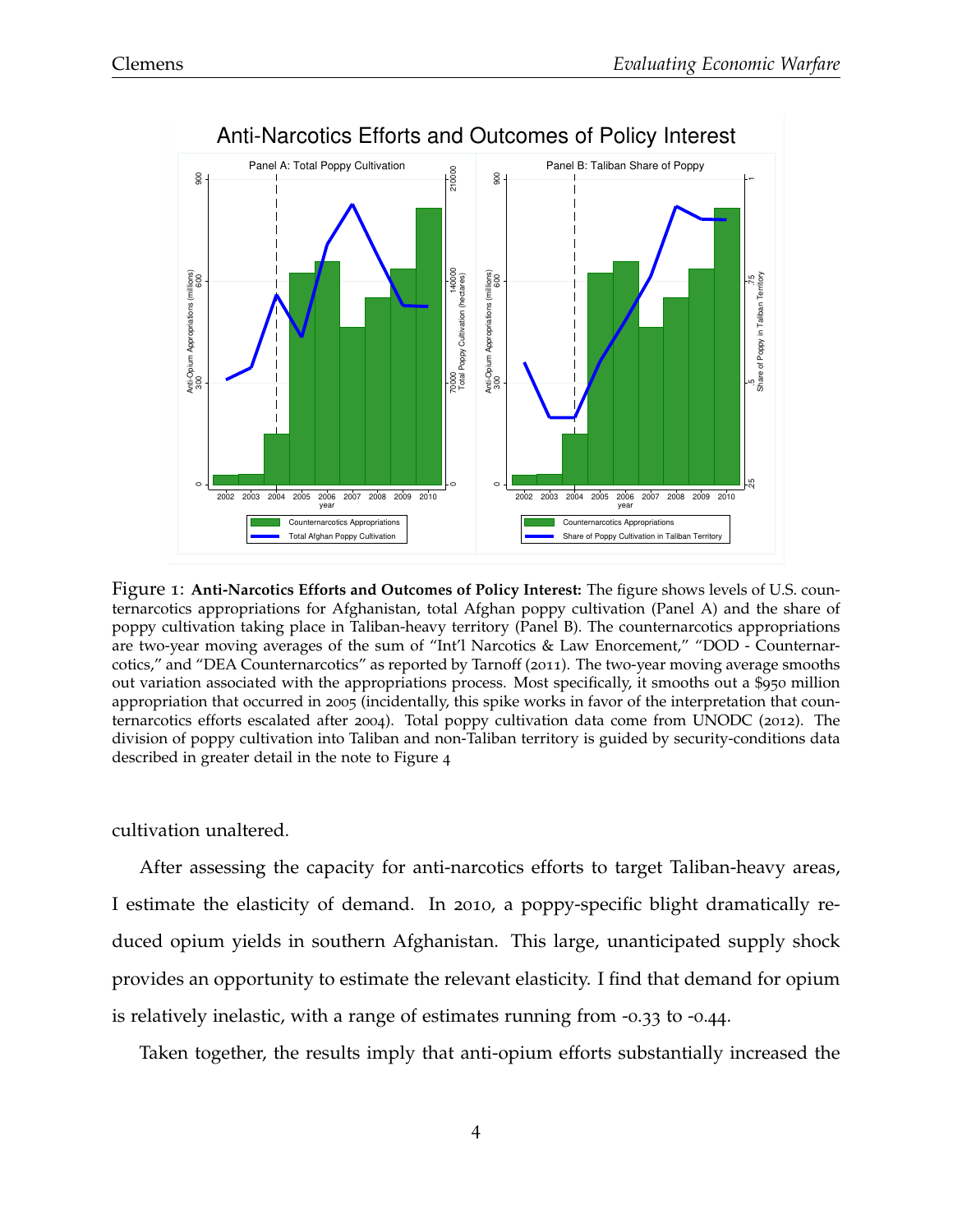Figure 1: **Anti-Narcotics Efforts and Outcomes of Policy Interest:** The figure shows levels of U.S. counternarcotics appropriations for Afghanistan, total Afghan poppy cultivation (Panel A) and the share of poppy cultivation taking place in Taliban-heavy territory (Panel B). The counternarcotics appropriations are two-year moving averages of the sum of "Int'l Narcotics & Law Enorcement," "DOD - Counternarcotics," and "DEA Counternarcotics" as reported by Tarnoff (2011). The two-year moving average smooths out variation associated with the appropriations process. Most specifically, it smooths out a $950 million appropriation that occurred in 2005 (incidentally, this spike works in favor of the interpretation that counternarcotics efforts escalated after 2004). Total poppy cultivation data come from UNODC (2012). The division of poppy cultivation into Taliban and non-Taliban territory is guided by security-conditions data described in greater detail in the note to Figure 4

cultivation unaltered.

After assessing the capacity for anti-narcotics efforts to target Taliban-heavy areas, I estimate the elasticity of demand. In 2010, a poppy-specific blight dramatically reduced opium yields in southern Afghanistan. This large, unanticipated supply shock provides an opportunity to estimate the relevant elasticity. I find that demand for opium is relatively inelastic, with a range of estimates running from -0.33 to -0.44.

Taken together, the results imply that anti-opium efforts substantially increased the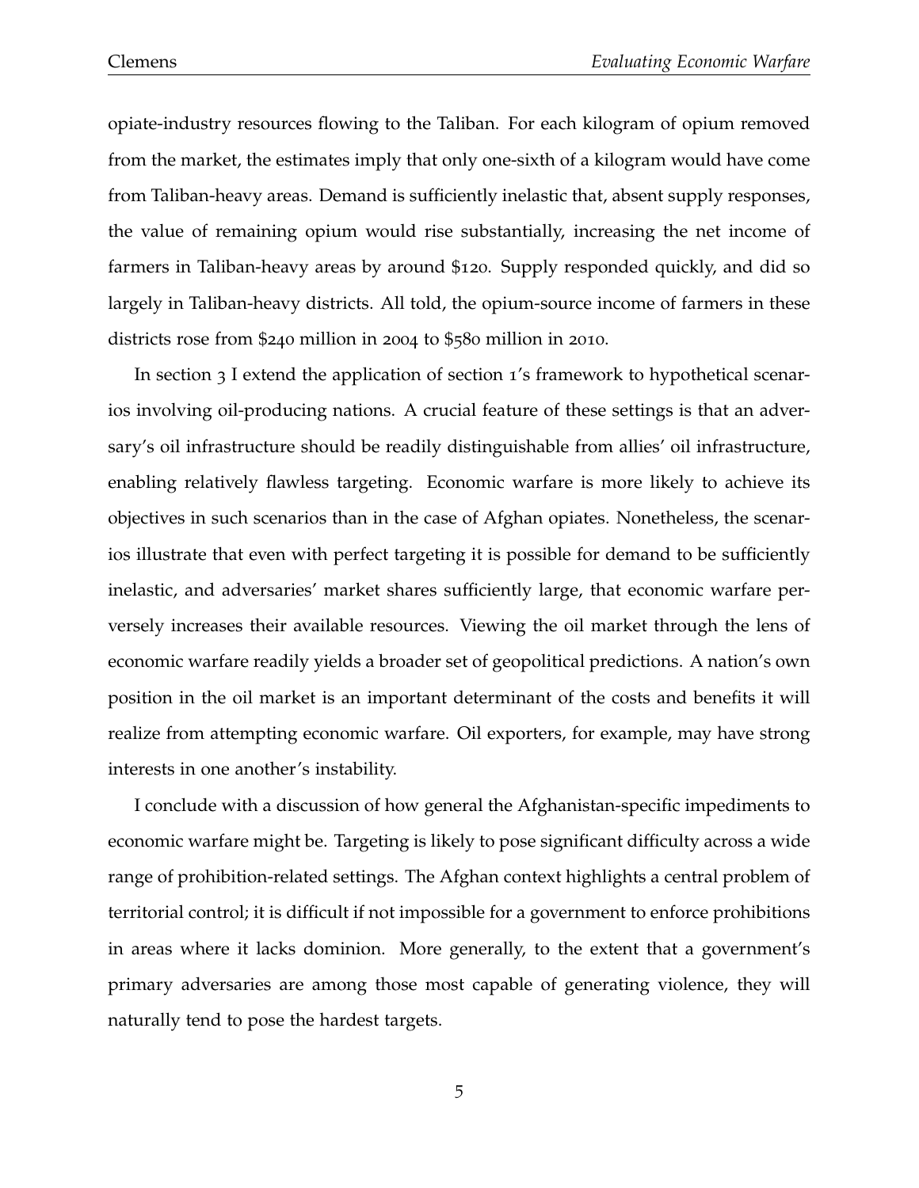opiate-industry resources flowing to the Taliban. For each kilogram of opium removed from the market, the estimates imply that only one-sixth of a kilogram would have come from Taliban-heavy areas. Demand is sufficiently inelastic that, absent supply responses, the value of remaining opium would rise substantially, increasing the net income of farmers in Taliban-heavy areas by around $120. Supply responded quickly, and did so largely in Taliban-heavy districts. All told, the opium-source income of farmers in these districts rose from $240 million in 2004 to $580 million in 2010.

In section 3 I extend the application of section 1's framework to hypothetical scenarios involving oil-producing nations. A crucial feature of these settings is that an adversary's oil infrastructure should be readily distinguishable from allies' oil infrastructure, enabling relatively flawless targeting. Economic warfare is more likely to achieve its objectives in such scenarios than in the case of Afghan opiates. Nonetheless, the scenarios illustrate that even with perfect targeting it is possible for demand to be sufficiently inelastic, and adversaries' market shares sufficiently large, that economic warfare perversely increases their available resources. Viewing the oil market through the lens of economic warfare readily yields a broader set of geopolitical predictions. A nation's own position in the oil market is an important determinant of the costs and benefits it will realize from attempting economic warfare. Oil exporters, for example, may have strong interests in one another's instability.

I conclude with a discussion of how general the Afghanistan-specific impediments to economic warfare might be. Targeting is likely to pose significant difficulty across a wide range of prohibition-related settings. The Afghan context highlights a central problem of territorial control; it is difficult if not impossible for a government to enforce prohibitions in areas where it lacks dominion. More generally, to the extent that a government's primary adversaries are among those most capable of generating violence, they will naturally tend to pose the hardest targets.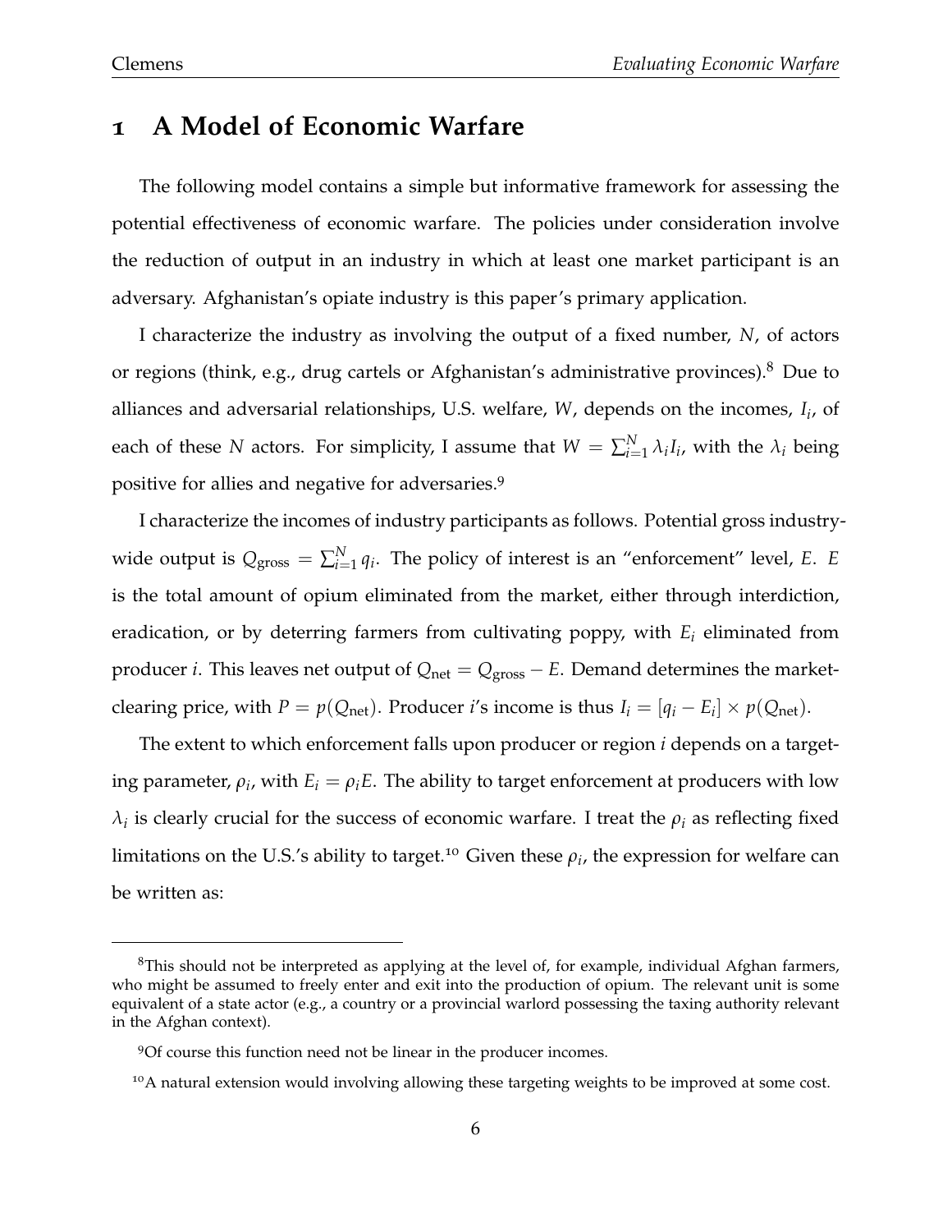# 1 A Model of Economic Warfare

The following model contains a simple but informative framework for assessing the potential effectiveness of economic warfare. The policies under consideration involve the reduction of output in an industry in which at least one market participant is an adversary. Afghanistan's opiate industry is this paper's primary application.

I characterize the industry as involving the output of a fixed number, $N$, of actors or regions (think, e.g., drug cartels or Afghanistan's administrative provinces).[8] Due to alliances and adversarial relationships, U.S. welfare, $W$, depends on the incomes, $I_i$, of each of these $N$ actors. For simplicity, I assume that $W = \sum_{i=1}^{N} \lambda_i I_i$, with the $\lambda_i$ being positive for allies and negative for adversaries.[9]

I characterize the incomes of industry participants as follows. Potential gross industry-wide output is $Q_{\text{gross}} = \sum_{i=1}^{N} q_i$. The policy of interest is an "enforcement" level, $E$. $E$ is the total amount of opium eliminated from the market, either through interdiction, eradication, or by deterring farmers from cultivating poppy, with $E_i$ eliminated from producer $i$. This leaves net output of $Q_{\text{net}} = Q_{\text{gross}} - E$. Demand determines the market-clearing price, with $P = p(Q_{\text{net}})$. Producer $i$'s income is thus $I_i = [q_i - E_i] \times p(Q_{\text{net}})$.

The extent to which enforcement falls upon producer or region $i$ depends on a targeting parameter, $\rho_i$, with $E_i = \rho_i E$. The ability to target enforcement at producers with low $\lambda_i$ is clearly crucial for the success of economic warfare. I treat the $\rho_i$ as reflecting fixed limitations on the U.S.'s ability to target.[10] Given these $\rho_i$, the expression for welfare can be written as:

[8] This should not be interpreted as applying at the level of, for example, individual Afghan farmers, who might be assumed to freely enter and exit into the production of opium. The relevant unit is some equivalent of a state actor (e.g., a country or a provincial warlord possessing the taxing authority relevant in the Afghan context).

[9] Of course this function need not be linear in the producer incomes.

[10] A natural extension would involving allowing these targeting weights to be improved at some cost.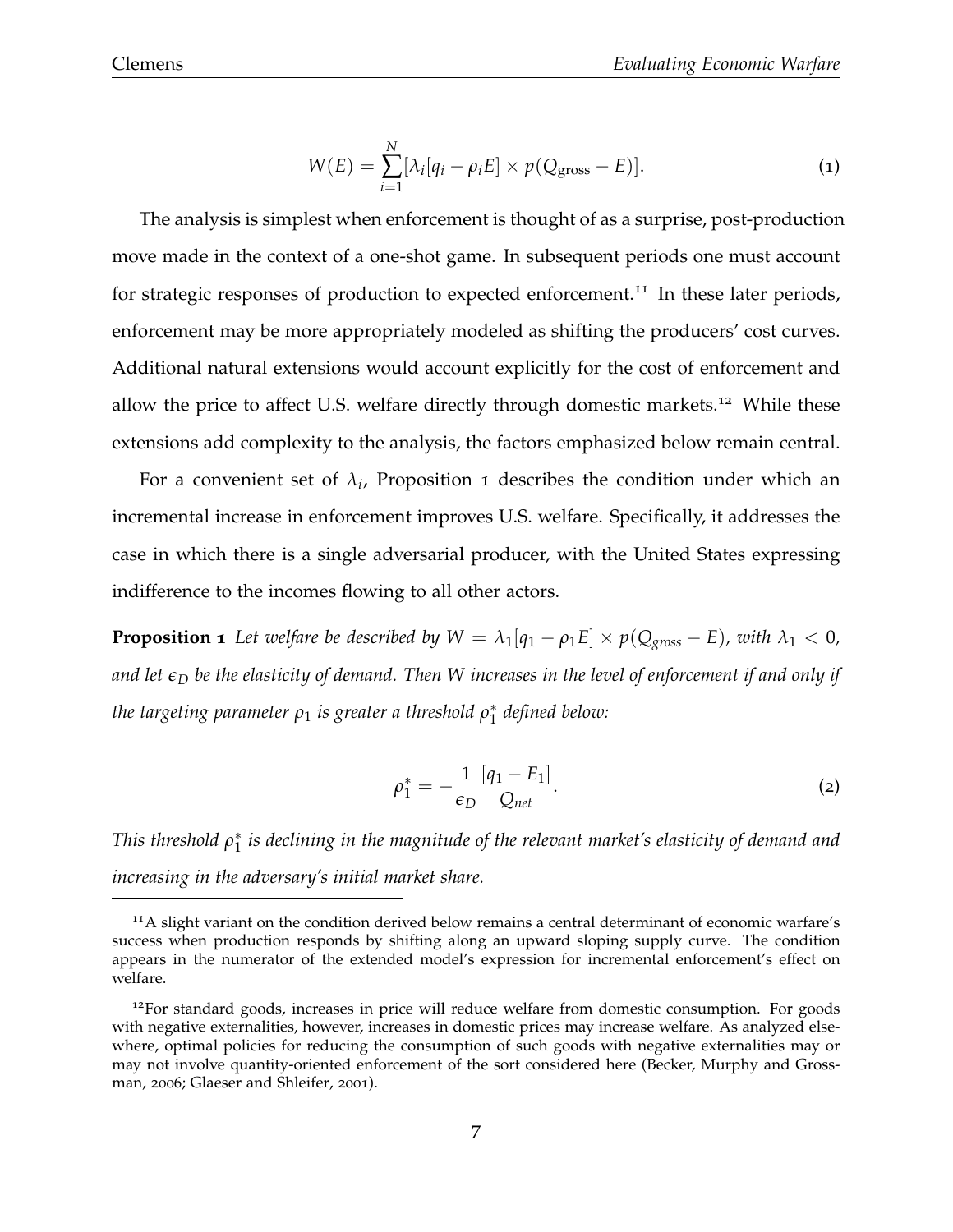$$W(E) = \sum_{i=1}^{N} [\lambda_i [q_i - \rho_i E] \times p(Q_{\text{gross}} - E)]. \tag{1}$$

The analysis is simplest when enforcement is thought of as a surprise, post-production move made in the context of a one-shot game. In subsequent periods one must account for strategic responses of production to expected enforcement.[11] In these later periods, enforcement may be more appropriately modeled as shifting the producers' cost curves. Additional natural extensions would account explicitly for the cost of enforcement and allow the price to affect U.S. welfare directly through domestic markets.[12] While these extensions add complexity to the analysis, the factors emphasized below remain central.

For a convenient set of $\lambda_i$, Proposition 1 describes the condition under which an incremental increase in enforcement improves U.S. welfare. Specifically, it addresses the case in which there is a single adversarial producer, with the United States expressing indifference to the incomes flowing to all other actors.

**Proposition 1** *Let welfare be described by $W = \lambda_1 [q_1 - \rho_1 E] \times p(Q_{gross} - E)$, with $\lambda_1 < 0$, and let $\epsilon_D$ be the elasticity of demand. Then $W$ increases in the level of enforcement if and only if the targeting parameter $\rho_1$ is greater a threshold $\rho_1^*$ defined below:*

$$\rho_1^* = -\frac{1}{\epsilon_D} \frac{[q_1 - E_1]}{Q_{net}}. \tag{2}$$

*This threshold $\rho_1^*$ is declining in the magnitude of the relevant market's elasticity of demand and increasing in the adversary's initial market share.*

[11] A slight variant on the condition derived below remains a central determinant of economic warfare's success when production responds by shifting along an upward sloping supply curve. The condition appears in the numerator of the extended model's expression for incremental enforcement's effect on welfare.

[12] For standard goods, increases in price will reduce welfare from domestic consumption. For goods with negative externalities, however, increases in domestic prices may increase welfare. As analyzed elsewhere, optimal policies for reducing the consumption of such goods with negative externalities may or may not involve quantity-oriented enforcement of the sort considered here (Becker, Murphy and Grossman, 2006; Glaeser and Shleifer, 2001).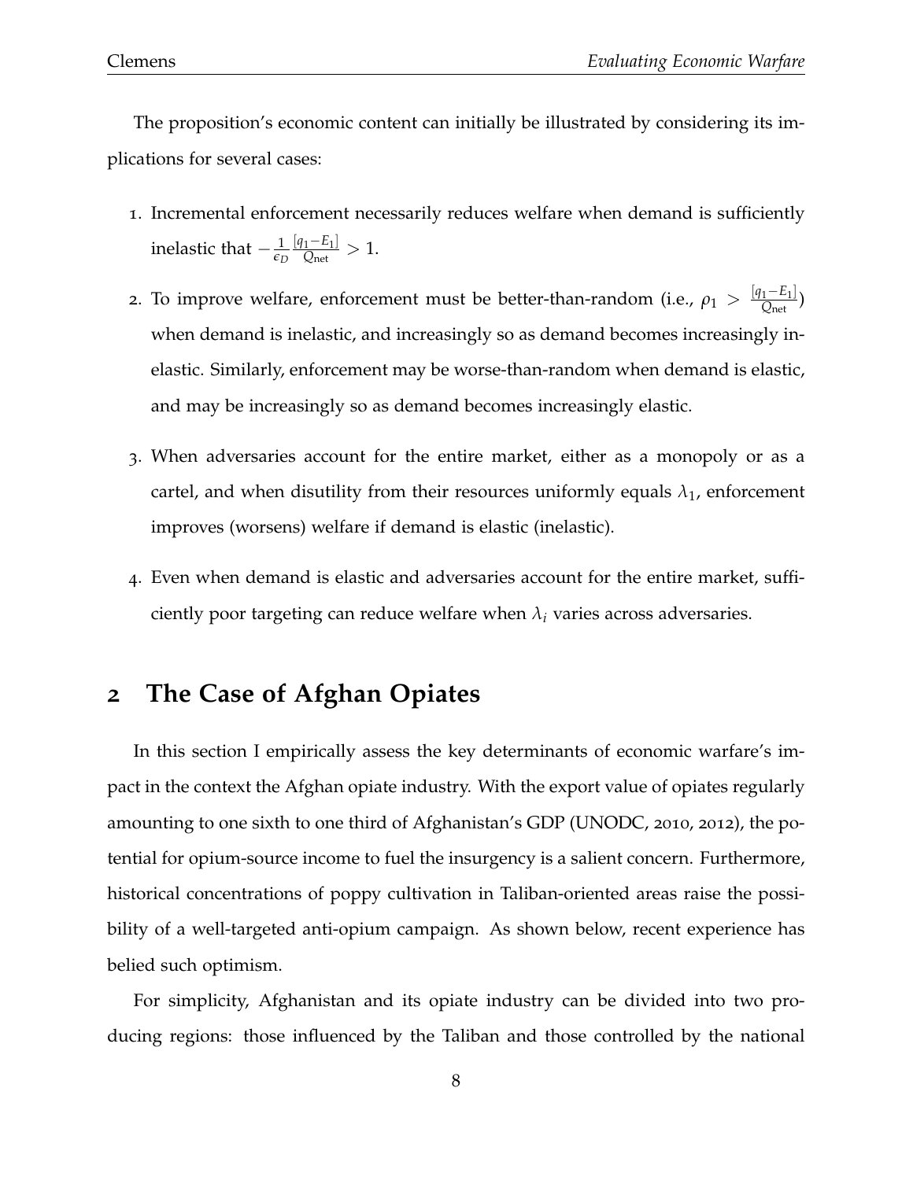The proposition's economic content can initially be illustrated by considering its implications for several cases:

1. Incremental enforcement necessarily reduces welfare when demand is sufficiently inelastic that $-\frac{1}{\epsilon_D}\frac{[q_1-E_1]}{Q_{\text{net}}} > 1$.
2. To improve welfare, enforcement must be better-than-random (i.e., $\rho_1 > \frac{[q_1-E_1]}{Q_{\text{net}}}$) when demand is inelastic, and increasingly so as demand becomes increasingly inelastic. Similarly, enforcement may be worse-than-random when demand is elastic, and may be increasingly so as demand becomes increasingly elastic.
3. When adversaries account for the entire market, either as a monopoly or as a cartel, and when disutility from their resources uniformly equals $\lambda_1$, enforcement improves (worsens) welfare if demand is elastic (inelastic).
4. Even when demand is elastic and adversaries account for the entire market, sufficiently poor targeting can reduce welfare when $\lambda_i$ varies across adversaries.

## 2 The Case of Afghan Opiates

In this section I empirically assess the key determinants of economic warfare's impact in the context the Afghan opiate industry. With the export value of opiates regularly amounting to one sixth to one third of Afghanistan's GDP (UNODC, 2010, 2012), the potential for opium-source income to fuel the insurgency is a salient concern. Furthermore, historical concentrations of poppy cultivation in Taliban-oriented areas raise the possibility of a well-targeted anti-opium campaign. As shown below, recent experience has belied such optimism.

For simplicity, Afghanistan and its opiate industry can be divided into two producing regions: those influenced by the Taliban and those controlled by the national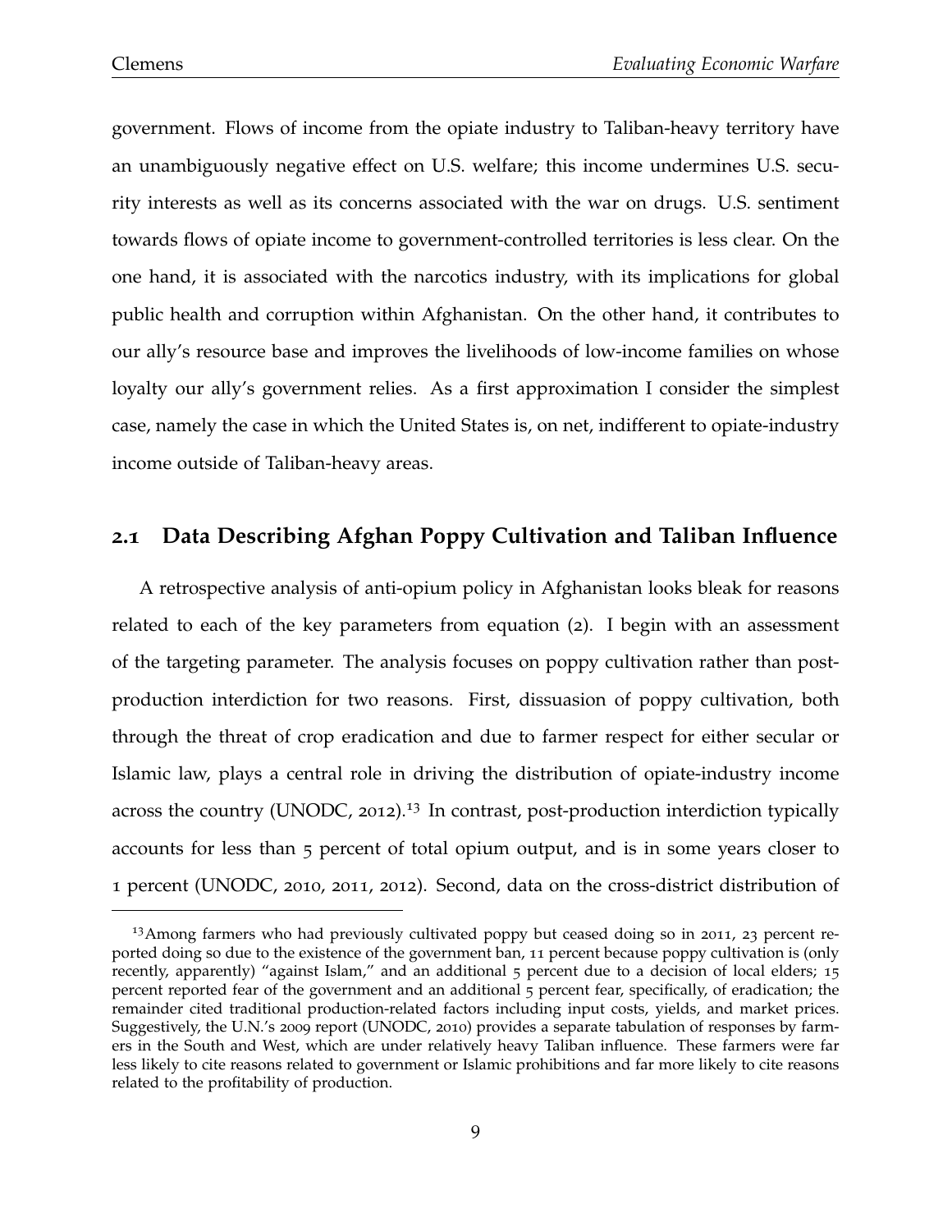government. Flows of income from the opiate industry to Taliban-heavy territory have an unambiguously negative effect on U.S. welfare; this income undermines U.S. security interests as well as its concerns associated with the war on drugs. U.S. sentiment towards flows of opiate income to government-controlled territories is less clear. On the one hand, it is associated with the narcotics industry, with its implications for global public health and corruption within Afghanistan. On the other hand, it contributes to our ally's resource base and improves the livelihoods of low-income families on whose loyalty our ally's government relies. As a first approximation I consider the simplest case, namely the case in which the United States is, on net, indifferent to opiate-industry income outside of Taliban-heavy areas.

## 2.1 Data Describing Afghan Poppy Cultivation and Taliban Influence

A retrospective analysis of anti-opium policy in Afghanistan looks bleak for reasons related to each of the key parameters from equation (2). I begin with an assessment of the targeting parameter. The analysis focuses on poppy cultivation rather than post-production interdiction for two reasons. First, dissuasion of poppy cultivation, both through the threat of crop eradication and due to farmer respect for either secular or Islamic law, plays a central role in driving the distribution of opiate-industry income across the country (UNODC, 2012).[13] In contrast, post-production interdiction typically accounts for less than 5 percent of total opium output, and is in some years closer to 1 percent (UNODC, 2010, 2011, 2012). Second, data on the cross-district distribution of

[13] Among farmers who had previously cultivated poppy but ceased doing so in 2011, 23 percent reported doing so due to the existence of the government ban, 11 percent because poppy cultivation is (only recently, apparently) "against Islam," and an additional 5 percent due to a decision of local elders; 15 percent reported fear of the government and an additional 5 percent fear, specifically, of eradication; the remainder cited traditional production-related factors including input costs, yields, and market prices. Suggestively, the U.N.'s 2009 report (UNODC, 2010) provides a separate tabulation of responses by farmers in the South and West, which are under relatively heavy Taliban influence. These farmers were far less likely to cite reasons related to government or Islamic prohibitions and far more likely to cite reasons related to the profitability of production.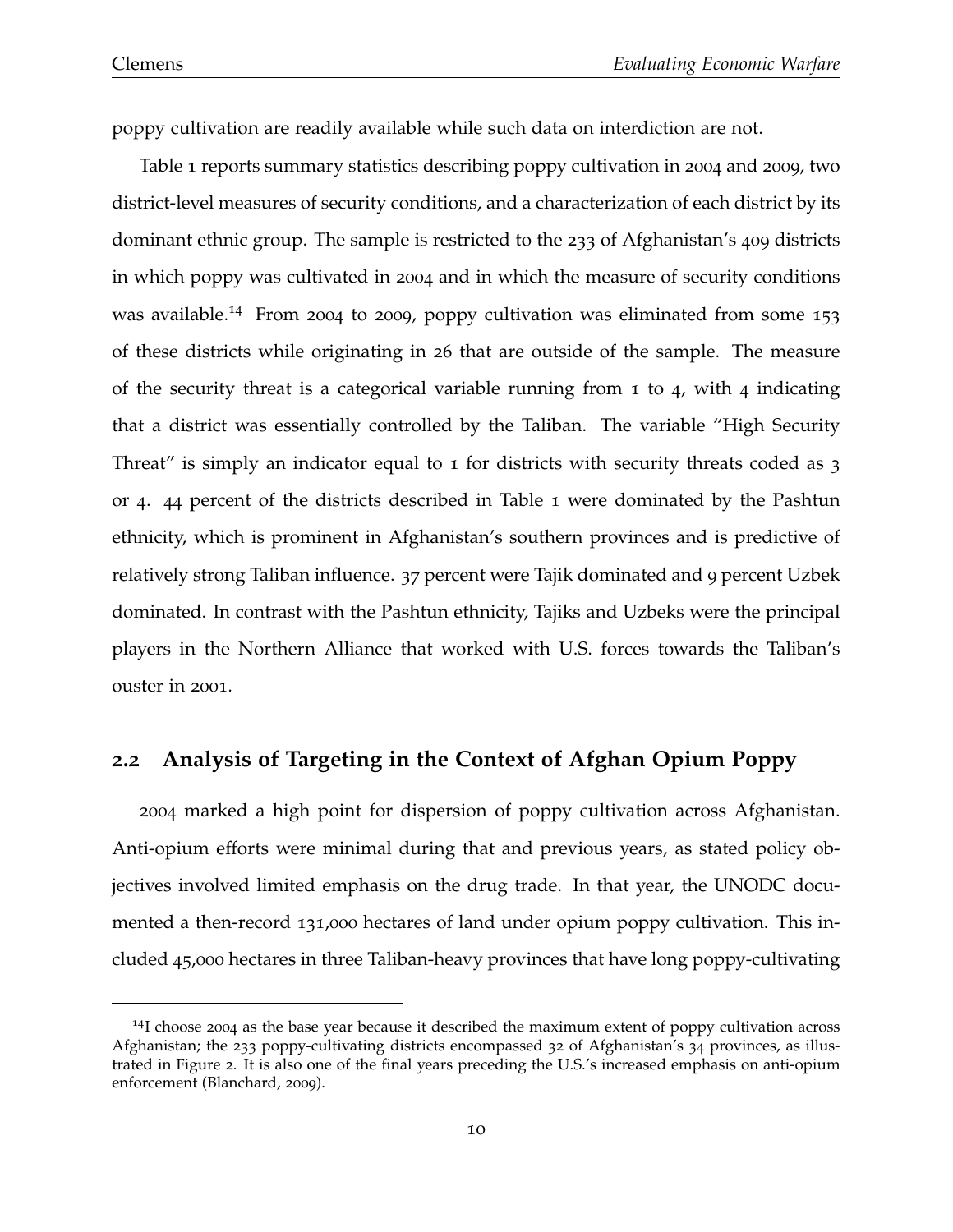poppy cultivation are readily available while such data on interdiction are not.

Table 1 reports summary statistics describing poppy cultivation in 2004 and 2009, two district-level measures of security conditions, and a characterization of each district by its dominant ethnic group. The sample is restricted to the 233 of Afghanistan's 409 districts in which poppy was cultivated in 2004 and in which the measure of security conditions was available.[14] From 2004 to 2009, poppy cultivation was eliminated from some 153 of these districts while originating in 26 that are outside of the sample. The measure of the security threat is a categorical variable running from 1 to 4, with 4 indicating that a district was essentially controlled by the Taliban. The variable "High Security Threat" is simply an indicator equal to 1 for districts with security threats coded as 3 or 4. 44 percent of the districts described in Table 1 were dominated by the Pashtun ethnicity, which is prominent in Afghanistan's southern provinces and is predictive of relatively strong Taliban influence. 37 percent were Tajik dominated and 9 percent Uzbek dominated. In contrast with the Pashtun ethnicity, Tajiks and Uzbeks were the principal players in the Northern Alliance that worked with U.S. forces towards the Taliban's ouster in 2001.

## 2.2 Analysis of Targeting in the Context of Afghan Opium Poppy

2004 marked a high point for dispersion of poppy cultivation across Afghanistan. Anti-opium efforts were minimal during that and previous years, as stated policy objectives involved limited emphasis on the drug trade. In that year, the UNODC documented a then-record 131,000 hectares of land under opium poppy cultivation. This included 45,000 hectares in three Taliban-heavy provinces that have long poppy-cultivating

[14] I choose 2004 as the base year because it described the maximum extent of poppy cultivation across Afghanistan; the 233 poppy-cultivating districts encompassed 32 of Afghanistan's 34 provinces, as illustrated in Figure 2. It is also one of the final years preceding the U.S.'s increased emphasis on anti-opium enforcement (Blanchard, 2009).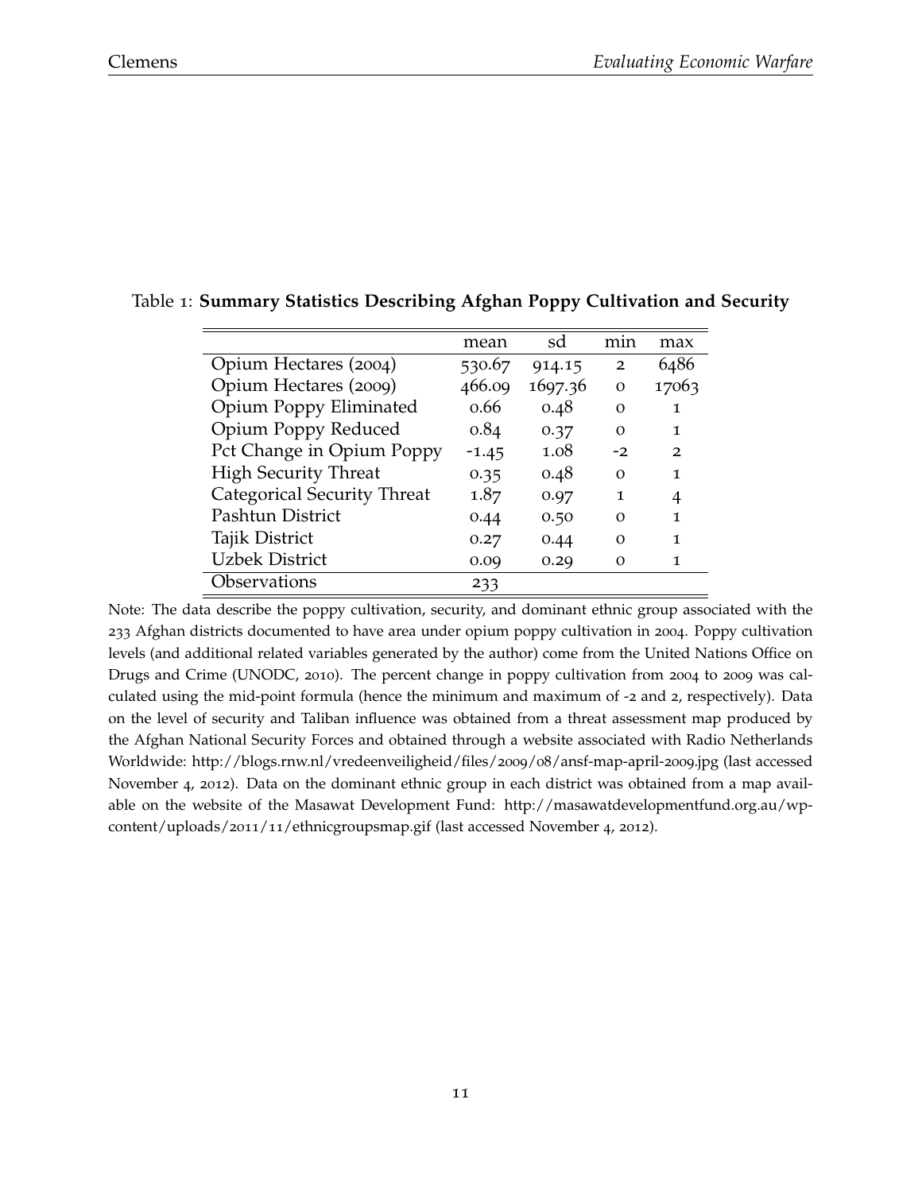Table 1: **Summary Statistics Describing Afghan Poppy Cultivation and Security**

| | mean | sd | min | max |
|---|---|---|---|---|
| Opium Hectares (2004) | 530.67 | 914.15 | 2 | 6486 |
| Opium Hectares (2009) | 466.09 | 1697.36 | 0 | 17063 |
| Opium Poppy Eliminated | 0.66 | 0.48 | 0 | 1 |
| Opium Poppy Reduced | 0.84 | 0.37 | 0 | 1 |
| Pct Change in Opium Poppy | -1.45 | 1.08 | -2 | 2 |
| High Security Threat | 0.35 | 0.48 | 0 | 1 |
| Categorical Security Threat | 1.87 | 0.97 | 1 | 4 |
| Pashtun District | 0.44 | 0.50 | 0 | 1 |
| Tajik District | 0.27 | 0.44 | 0 | 1 |
| Uzbek District | 0.09 | 0.29 | 0 | 1 |
| Observations | 233 | | | |

Note: The data describe the poppy cultivation, security, and dominant ethnic group associated with the 233 Afghan districts documented to have area under opium poppy cultivation in 2004. Poppy cultivation levels (and additional related variables generated by the author) come from the United Nations Office on Drugs and Crime (UNODC, 2010). The percent change in poppy cultivation from 2004 to 2009 was calculated using the mid-point formula (hence the minimum and maximum of -2 and 2, respectively). Data on the level of security and Taliban influence was obtained from a threat assessment map produced by the Afghan National Security Forces and obtained through a website associated with Radio Netherlands Worldwide: http://blogs.rnw.nl/vredeenveiligheid/files/2009/08/ansf-map-april-2009.jpg (last accessed November 4, 2012). Data on the dominant ethnic group in each district was obtained from a map available on the website of the Masawat Development Fund: http://masawatdevelopmentfund.org.au/wp-content/uploads/2011/11/ethnicgroupsmap.gif (last accessed November 4, 2012).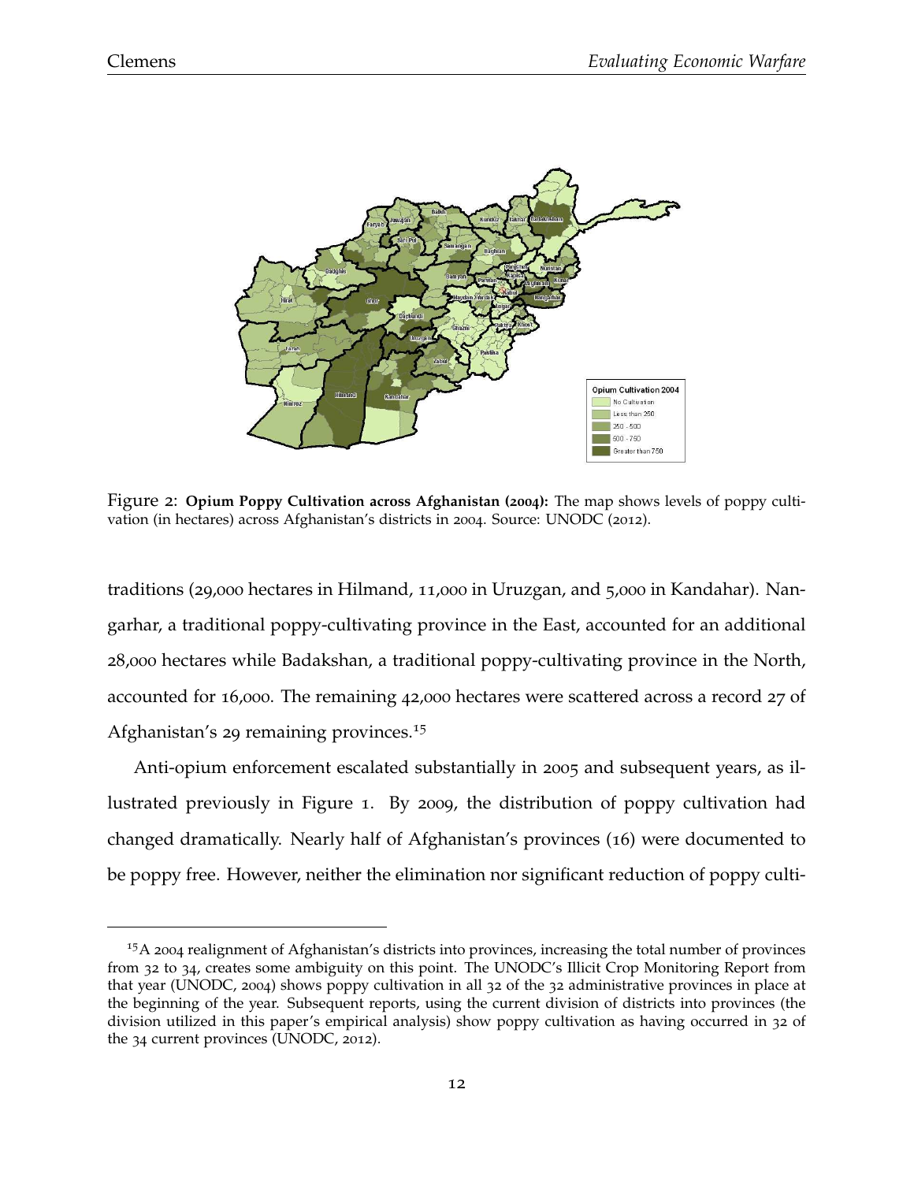Figure 2: **Opium Poppy Cultivation across Afghanistan (2004):** The map shows levels of poppy cultivation (in hectares) across Afghanistan's districts in 2004. Source: UNODC (2012).

traditions (29,000 hectares in Hilmand, 11,000 in Uruzgan, and 5,000 in Kandahar). Nangarhar, a traditional poppy-cultivating province in the East, accounted for an additional 28,000 hectares while Badakshan, a traditional poppy-cultivating province in the North, accounted for 16,000. The remaining 42,000 hectares were scattered across a record 27 of Afghanistan's 29 remaining provinces.[15]

Anti-opium enforcement escalated substantially in 2005 and subsequent years, as illustrated previously in Figure 1. By 2009, the distribution of poppy cultivation had changed dramatically. Nearly half of Afghanistan's provinces (16) were documented to be poppy free. However, neither the elimination nor significant reduction of poppy culti-

[15] A 2004 realignment of Afghanistan's districts into provinces, increasing the total number of provinces from 32 to 34, creates some ambiguity on this point. The UNODC's Illicit Crop Monitoring Report from that year (UNODC, 2004) shows poppy cultivation in all 32 of the 32 administrative provinces in place at the beginning of the year. Subsequent reports, using the current division of districts into provinces (the division utilized in this paper's empirical analysis) show poppy cultivation as having occurred in 32 of the 34 current provinces (UNODC, 2012).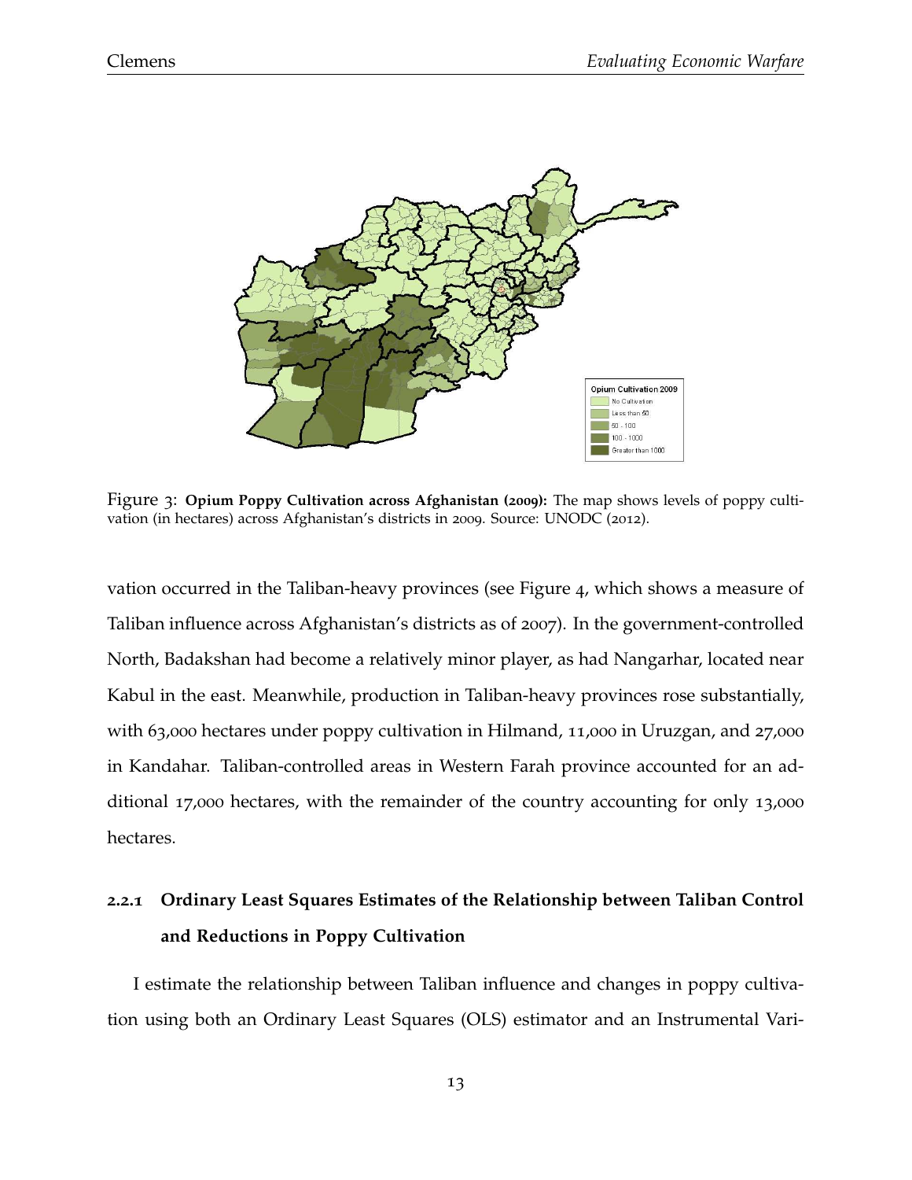Figure 3: **Opium Poppy Cultivation across Afghanistan (2009):** The map shows levels of poppy cultivation (in hectares) across Afghanistan's districts in 2009. Source: UNODC (2012).

vation occurred in the Taliban-heavy provinces (see Figure 4, which shows a measure of Taliban influence across Afghanistan's districts as of 2007). In the government-controlled North, Badakshan had become a relatively minor player, as had Nangarhar, located near Kabul in the east. Meanwhile, production in Taliban-heavy provinces rose substantially, with 63,000 hectares under poppy cultivation in Hilmand, 11,000 in Uruzgan, and 27,000 in Kandahar. Taliban-controlled areas in Western Farah province accounted for an additional 17,000 hectares, with the remainder of the country accounting for only 13,000 hectares.

### 2.2.1 Ordinary Least Squares Estimates of the Relationship between Taliban Control and Reductions in Poppy Cultivation

I estimate the relationship between Taliban influence and changes in poppy cultivation using both an Ordinary Least Squares (OLS) estimator and an Instrumental Vari-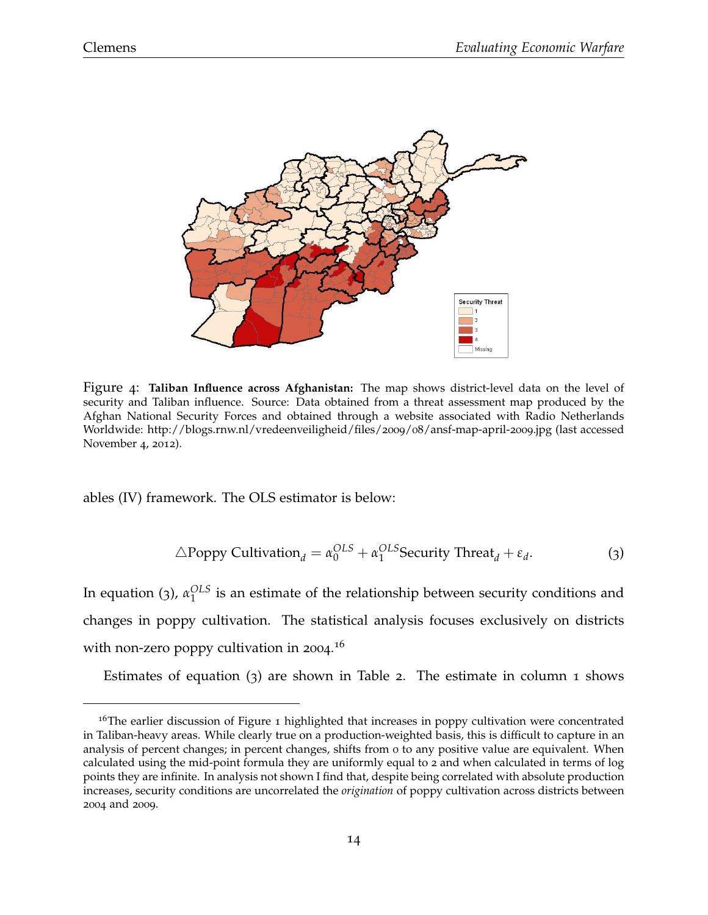Figure 4: **Taliban Influence across Afghanistan:** The map shows district-level data on the level of security and Taliban influence. Source: Data obtained from a threat assessment map produced by the Afghan National Security Forces and obtained through a website associated with Radio Netherlands Worldwide: http://blogs.rnw.nl/vredeenveiligheid/files/2009/08/ansf-map-april-2009.jpg (last accessed November 4, 2012).

ables (IV) framework. The OLS estimator is below:

$$\triangle \text{Poppy Cultivation}_d = \alpha_0^{OLS} + \alpha_1^{OLS} \text{Security Threat}_d + \varepsilon_d. \quad (3)$$

In equation (3), $\alpha_1^{OLS}$ is an estimate of the relationship between security conditions and changes in poppy cultivation. The statistical analysis focuses exclusively on districts with non-zero poppy cultivation in 2004.[16]

Estimates of equation (3) are shown in Table 2. The estimate in column 1 shows

[16] The earlier discussion of Figure 1 highlighted that increases in poppy cultivation were concentrated in Taliban-heavy areas. While clearly true on a production-weighted basis, this is difficult to capture in an analysis of percent changes; in percent changes, shifts from 0 to any positive value are equivalent. When calculated using the mid-point formula they are uniformly equal to 2 and when calculated in terms of log points they are infinite. In analysis not shown I find that, despite being correlated with absolute production increases, security conditions are uncorrelated the *origination* of poppy cultivation across districts between 2004 and 2009.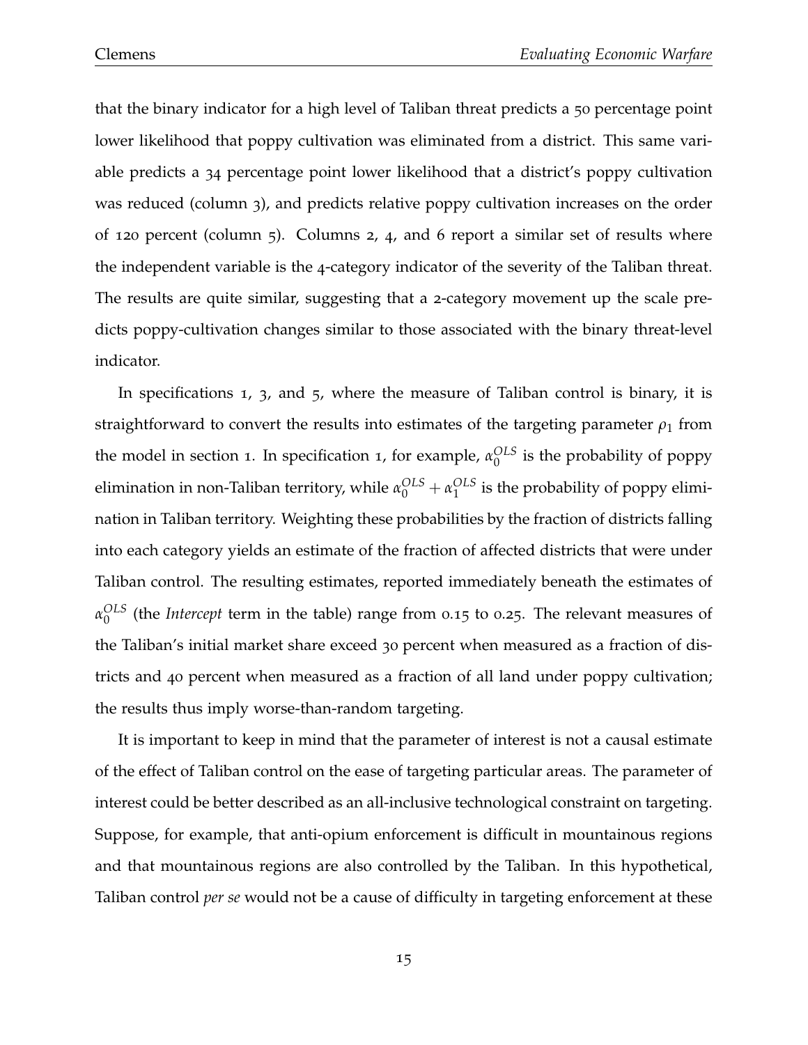that the binary indicator for a high level of Taliban threat predicts a 50 percentage point lower likelihood that poppy cultivation was eliminated from a district. This same variable predicts a 34 percentage point lower likelihood that a district's poppy cultivation was reduced (column 3), and predicts relative poppy cultivation increases on the order of 120 percent (column 5). Columns 2, 4, and 6 report a similar set of results where the independent variable is the 4-category indicator of the severity of the Taliban threat. The results are quite similar, suggesting that a 2-category movement up the scale predicts poppy-cultivation changes similar to those associated with the binary threat-level indicator.

In specifications 1, 3, and 5, where the measure of Taliban control is binary, it is straightforward to convert the results into estimates of the targeting parameter $\rho_1$ from the model in section 1. In specification 1, for example, $\alpha_0^{OLS}$ is the probability of poppy elimination in non-Taliban territory, while $\alpha_0^{OLS} + \alpha_1^{OLS}$ is the probability of poppy elimination in Taliban territory. Weighting these probabilities by the fraction of districts falling into each category yields an estimate of the fraction of affected districts that were under Taliban control. The resulting estimates, reported immediately beneath the estimates of $\alpha_0^{OLS}$ (the *Intercept* term in the table) range from 0.15 to 0.25. The relevant measures of the Taliban's initial market share exceed 30 percent when measured as a fraction of districts and 40 percent when measured as a fraction of all land under poppy cultivation; the results thus imply worse-than-random targeting.

It is important to keep in mind that the parameter of interest is not a causal estimate of the effect of Taliban control on the ease of targeting particular areas. The parameter of interest could be better described as an all-inclusive technological constraint on targeting. Suppose, for example, that anti-opium enforcement is difficult in mountainous regions and that mountainous regions are also controlled by the Taliban. In this hypothetical, Taliban control *per se* would not be a cause of difficulty in targeting enforcement at these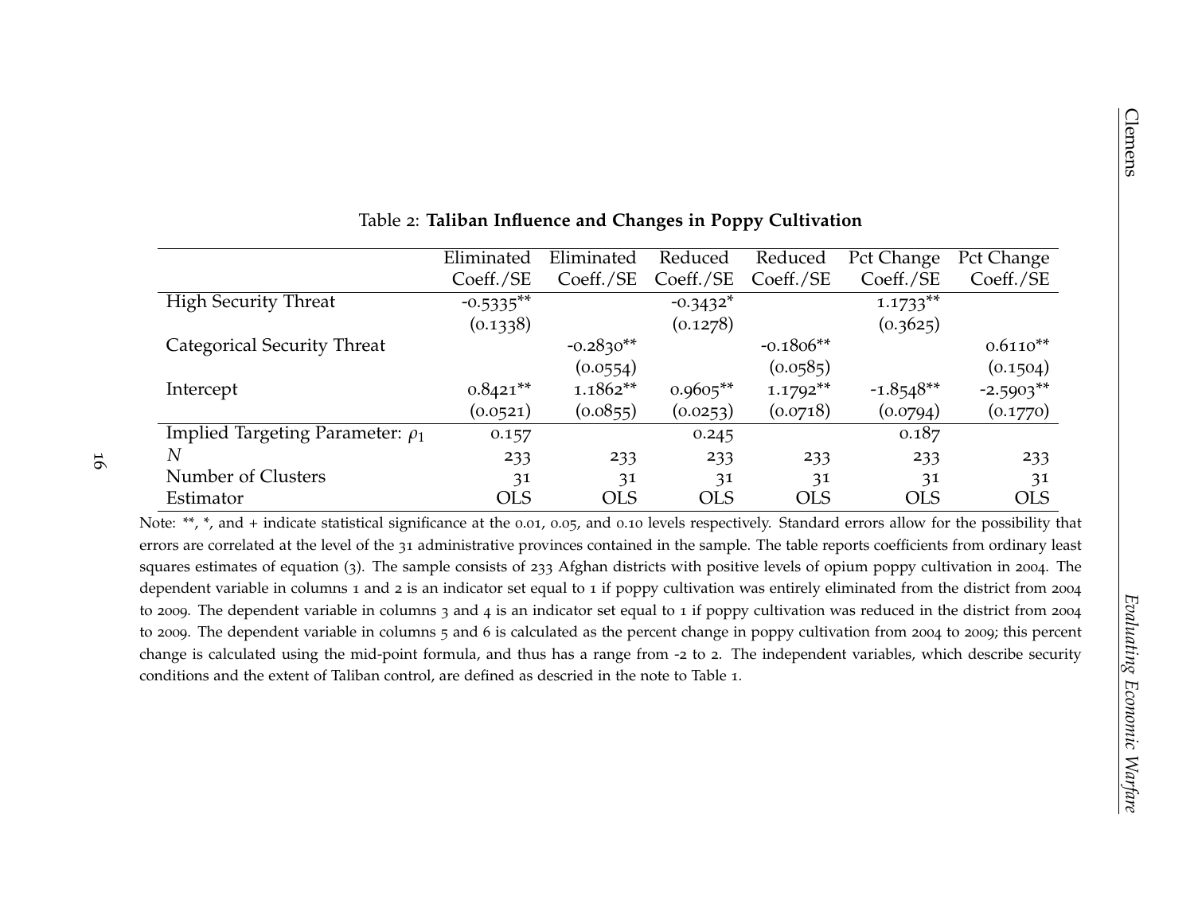Table 2: **Taliban Influence and Changes in Poppy Cultivation**

| | Eliminated | Eliminated | Reduced | Reduced | Pct Change | Pct Change |
|---|---|---|---|---|---|---|
| | Coeff./SE | Coeff./SE | Coeff./SE | Coeff./SE | Coeff./SE | Coeff./SE |
| High Security Threat | -0.5335** | | -0.3432* | | 1.1733** | |
| | (0.1338) | | (0.1278) | | (0.3625) | |
| Categorical Security Threat | | -0.2830** | | -0.1806** | | 0.6110** |
| | | (0.0554) | | (0.0585) | | (0.1504) |
| Intercept | 0.8421** | 1.1862** | 0.9605** | 1.1792** | -1.8548** | -2.5903** |
| | (0.0521) | (0.0855) | (0.0253) | (0.0718) | (0.0794) | (0.1770) |
| Implied Targeting Parameter: $\rho_1$ | 0.157 | | 0.245 | | 0.187 | |
| $N$ | 233 | 233 | 233 | 233 | 233 | 233 |
| Number of Clusters | 31 | 31 | 31 | 31 | 31 | 31 |
| Estimator | OLS | OLS | OLS | OLS | OLS | OLS |

Note: **, *, and + indicate statistical significance at the 0.01, 0.05, and 0.10 levels respectively. Standard errors allow for the possibility that errors are correlated at the level of the 31 administrative provinces contained in the sample. The table reports coefficients from ordinary least squares estimates of equation (3). The sample consists of 233 Afghan districts with positive levels of opium poppy cultivation in 2004. The dependent variable in columns 1 and 2 is an indicator set equal to 1 if poppy cultivation was entirely eliminated from the district from 2004 to 2009. The dependent variable in columns 3 and 4 is an indicator set equal to 1 if poppy cultivation was reduced in the district from 2004 to 2009. The dependent variable in columns 5 and 6 is calculated as the percent change in poppy cultivation from 2004 to 2009; this percent change is calculated using the mid-point formula, and thus has a range from -2 to 2. The independent variables, which describe security conditions and the extent of Taliban control, are defined as descried in the note to Table 1.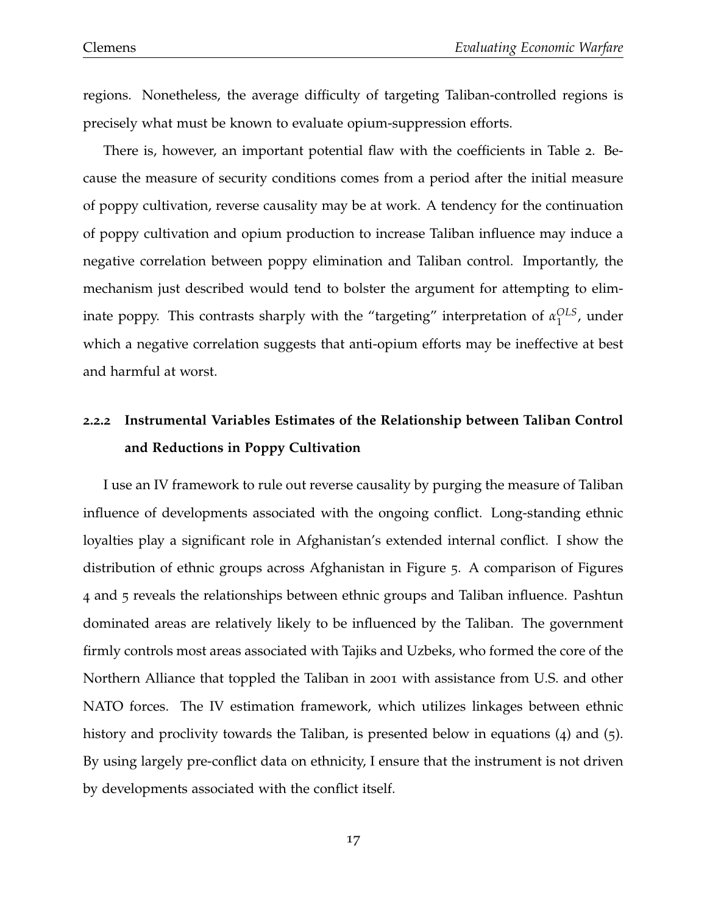regions. Nonetheless, the average difficulty of targeting Taliban-controlled regions is precisely what must be known to evaluate opium-suppression efforts.

There is, however, an important potential flaw with the coefficients in Table 2. Because the measure of security conditions comes from a period after the initial measure of poppy cultivation, reverse causality may be at work. A tendency for the continuation of poppy cultivation and opium production to increase Taliban influence may induce a negative correlation between poppy elimination and Taliban control. Importantly, the mechanism just described would tend to bolster the argument for attempting to eliminate poppy. This contrasts sharply with the "targeting" interpretation of $\alpha_1^{OLS}$, under which a negative correlation suggests that anti-opium efforts may be ineffective at best and harmful at worst.

### 2.2.2 Instrumental Variables Estimates of the Relationship between Taliban Control and Reductions in Poppy Cultivation

I use an IV framework to rule out reverse causality by purging the measure of Taliban influence of developments associated with the ongoing conflict. Long-standing ethnic loyalties play a significant role in Afghanistan's extended internal conflict. I show the distribution of ethnic groups across Afghanistan in Figure 5. A comparison of Figures 4 and 5 reveals the relationships between ethnic groups and Taliban influence. Pashtun dominated areas are relatively likely to be influenced by the Taliban. The government firmly controls most areas associated with Tajiks and Uzbeks, who formed the core of the Northern Alliance that toppled the Taliban in 2001 with assistance from U.S. and other NATO forces. The IV estimation framework, which utilizes linkages between ethnic history and proclivity towards the Taliban, is presented below in equations (4) and (5). By using largely pre-conflict data on ethnicity, I ensure that the instrument is not driven by developments associated with the conflict itself.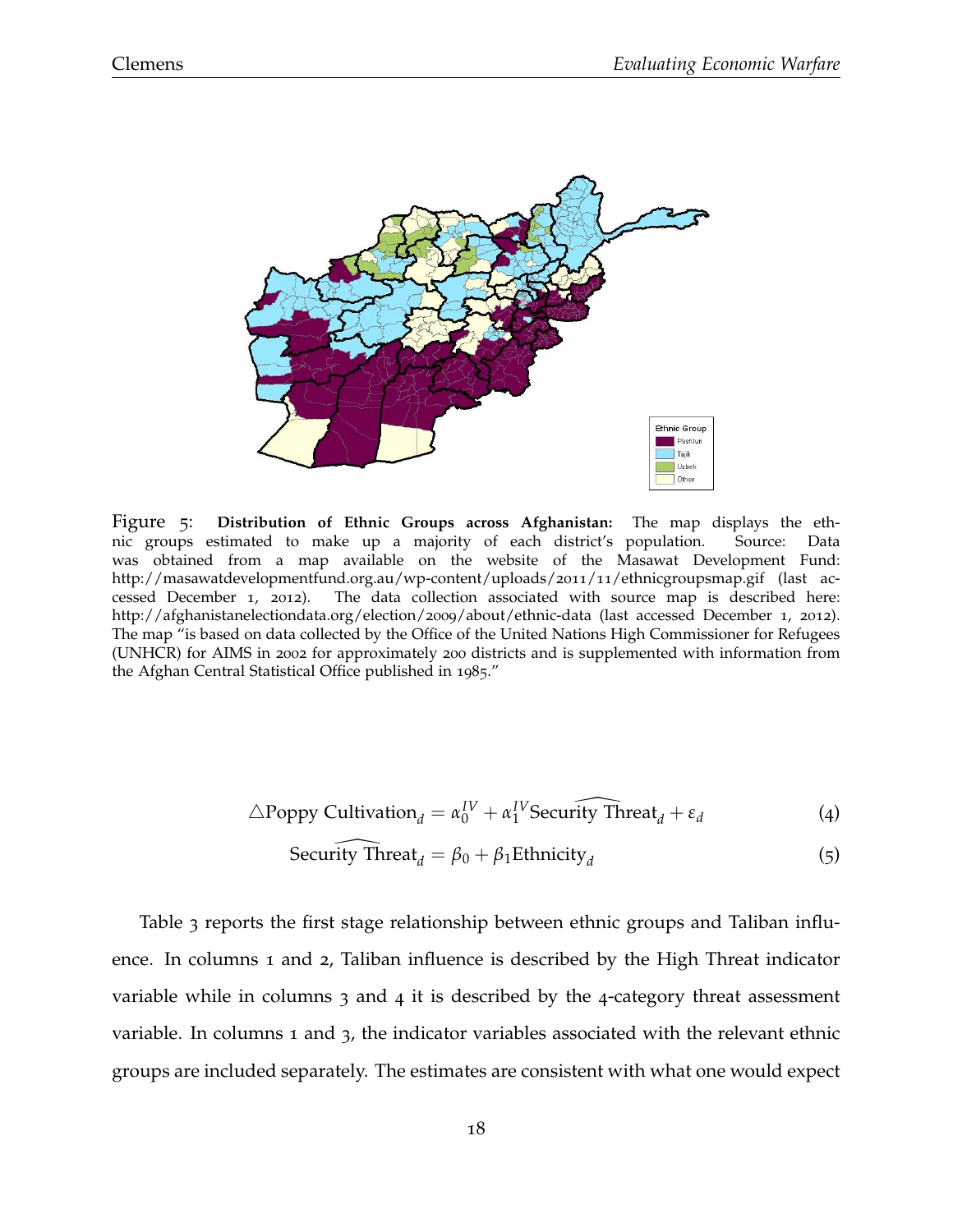Figure 5: **Distribution of Ethnic Groups across Afghanistan:** The map displays the ethnic groups estimated to make up a majority of each district's population. Source: Data was obtained from a map available on the website of the Masawat Development Fund: http://masawatdevelopmentfund.org.au/wp-content/uploads/2011/11/ethnicgroupsmap.gif (last accessed December 1, 2012). The data collection associated with source map is described here: http://afghanistanelectiondata.org/election/2009/about/ethnic-data (last accessed December 1, 2012). The map "is based on data collected by the Office of the United Nations High Commissioner for Refugees (UNHCR) for AIMS in 2002 for approximately 200 districts and is supplemented with information from the Afghan Central Statistical Office published in 1985."

$$\triangle \text{Poppy Cultivation}_d = \alpha_0^{IV} + \alpha_1^{IV} \widehat{\text{Security Threat}}_d + \varepsilon_d \tag{4}$$

$$\widehat{\text{Security Threat}}_d = \beta_0 + \beta_1 \text{Ethnicity}_d \tag{5}$$

Table 3 reports the first stage relationship between ethnic groups and Taliban influence. In columns 1 and 2, Taliban influence is described by the High Threat indicator variable while in columns 3 and 4 it is described by the 4-category threat assessment variable. In columns 1 and 3, the indicator variables associated with the relevant ethnic groups are included separately. The estimates are consistent with what one would expect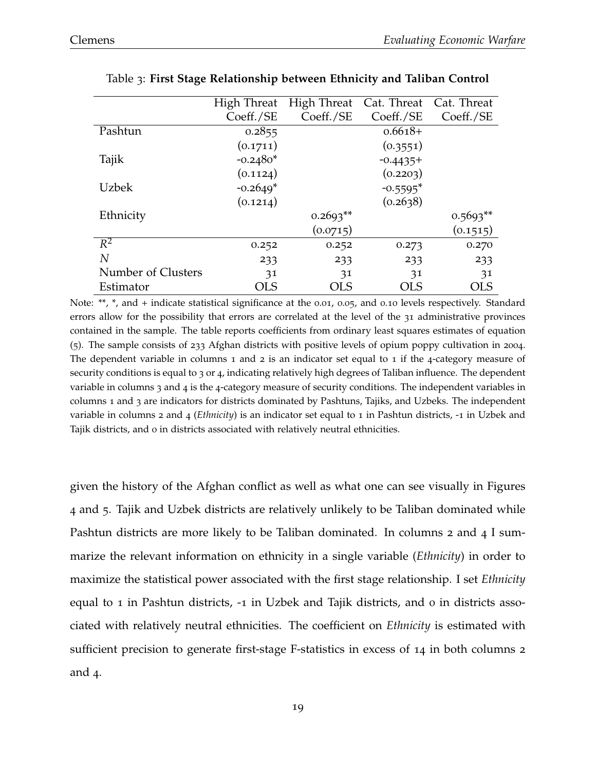Table 3: **First Stage Relationship between Ethnicity and Taliban Control**

| | High Threat | High Threat | Cat. Threat | Cat. Threat |
|---|---|---|---|---|
| | Coeff./SE | Coeff./SE | Coeff./SE | Coeff./SE |
| Pashtun | 0.2855 | | 0.6618+ | |
| | (0.1711) | | (0.3551) | |
| Tajik | -0.2480* | | -0.4435+ | |
| | (0.1124) | | (0.2203) | |
| Uzbek | -0.2649* | | -0.5595* | |
| | (0.1214) | | (0.2638) | |
| Ethnicity | | 0.2693** | | 0.5693** |
| | | (0.0715) | | (0.1515) |
| $R^2$ | 0.252 | 0.252 | 0.273 | 0.270 |
| $N$ | 233 | 233 | 233 | 233 |
| Number of Clusters | 31 | 31 | 31 | 31 |
| Estimator | OLS | OLS | OLS | OLS |

Note: **, *, and + indicate statistical significance at the 0.01, 0.05, and 0.10 levels respectively. Standard errors allow for the possibility that errors are correlated at the level of the 31 administrative provinces contained in the sample. The table reports coefficients from ordinary least squares estimates of equation (5). The sample consists of 233 Afghan districts with positive levels of opium poppy cultivation in 2004. The dependent variable in columns 1 and 2 is an indicator set equal to 1 if the 4-category measure of security conditions is equal to 3 or 4, indicating relatively high degrees of Taliban influence. The dependent variable in columns 3 and 4 is the 4-category measure of security conditions. The independent variables in columns 1 and 3 are indicators for districts dominated by Pashtuns, Tajiks, and Uzbeks. The independent variable in columns 2 and 4 (*Ethnicity*) is an indicator set equal to 1 in Pashtun districts, -1 in Uzbek and Tajik districts, and 0 in districts associated with relatively neutral ethnicities.

given the history of the Afghan conflict as well as what one can see visually in Figures 4 and 5. Tajik and Uzbek districts are relatively unlikely to be Taliban dominated while Pashtun districts are more likely to be Taliban dominated. In columns 2 and 4 I summarize the relevant information on ethnicity in a single variable (*Ethnicity*) in order to maximize the statistical power associated with the first stage relationship. I set *Ethnicity* equal to 1 in Pashtun districts, -1 in Uzbek and Tajik districts, and 0 in districts associated with relatively neutral ethnicities. The coefficient on *Ethnicity* is estimated with sufficient precision to generate first-stage F-statistics in excess of 14 in both columns 2 and 4.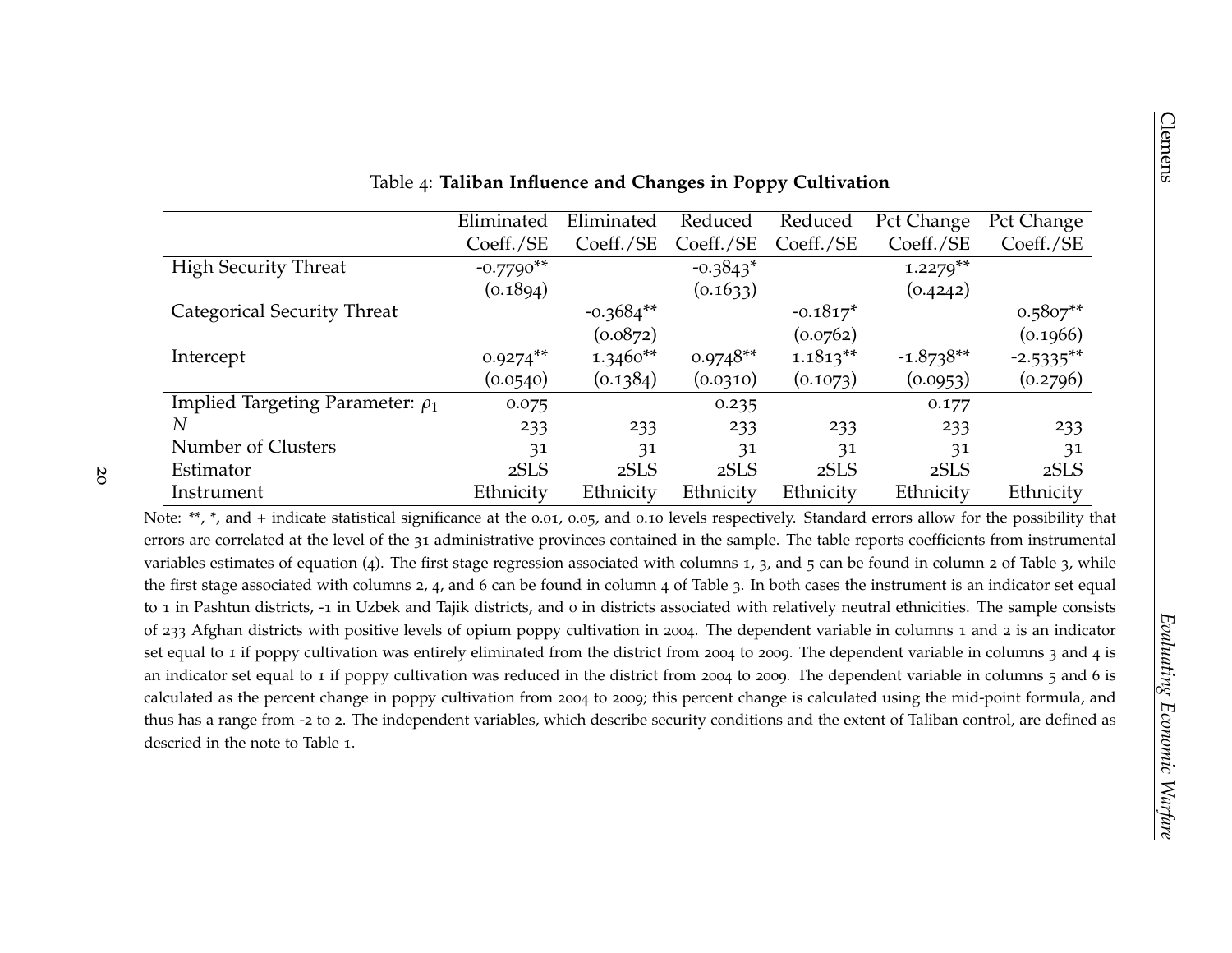Table 4: **Taliban Influence and Changes in Poppy Cultivation**

| | Eliminated | Eliminated | Reduced | Reduced | Pct Change | Pct Change |
|---|---|---|---|---|---|---|
| | Coeff./SE | Coeff./SE | Coeff./SE | Coeff./SE | Coeff./SE | Coeff./SE |
| High Security Threat | -0.7790** | | -0.3843* | | 1.2279** | |
| | (0.1894) | | (0.1633) | | (0.4242) | |
| Categorical Security Threat | | -0.3684** | | -0.1817* | | 0.5807** |
| | | (0.0872) | | (0.0762) | | (0.1966) |
| Intercept | 0.9274** | 1.3460** | 0.9748** | 1.1813** | -1.8738** | -2.5335** |
| | (0.0540) | (0.1384) | (0.0310) | (0.1073) | (0.0953) | (0.2796) |
| Implied Targeting Parameter: $\rho_1$ | 0.075 | | 0.235 | | 0.177 | |
| $N$ | 233 | 233 | 233 | 233 | 233 | 233 |
| Number of Clusters | 31 | 31 | 31 | 31 | 31 | 31 |
| Estimator | 2SLS | 2SLS | 2SLS | 2SLS | 2SLS | 2SLS |
| Instrument | Ethnicity | Ethnicity | Ethnicity | Ethnicity | Ethnicity | Ethnicity |

Note: **, *, and + indicate statistical significance at the 0.01, 0.05, and 0.10 levels respectively. Standard errors allow for the possibility that errors are correlated at the level of the 31 administrative provinces contained in the sample. The table reports coefficients from instrumental variables estimates of equation (4). The first stage regression associated with columns 1, 3, and 5 can be found in column 2 of Table 3, while the first stage associated with columns 2, 4, and 6 can be found in column 4 of Table 3. In both cases the instrument is an indicator set equal to 1 in Pashtun districts, -1 in Uzbek and Tajik districts, and 0 in districts associated with relatively neutral ethnicities. The sample consists of 233 Afghan districts with positive levels of opium poppy cultivation in 2004. The dependent variable in columns 1 and 2 is an indicator set equal to 1 if poppy cultivation was entirely eliminated from the district from 2004 to 2009. The dependent variable in columns 3 and 4 is an indicator set equal to 1 if poppy cultivation was reduced in the district from 2004 to 2009. The dependent variable in columns 5 and 6 is calculated as the percent change in poppy cultivation from 2004 to 2009; this percent change is calculated using the mid-point formula, and thus has a range from -2 to 2. The independent variables, which describe security conditions and the extent of Taliban control, are defined as descried in the note to Table 1.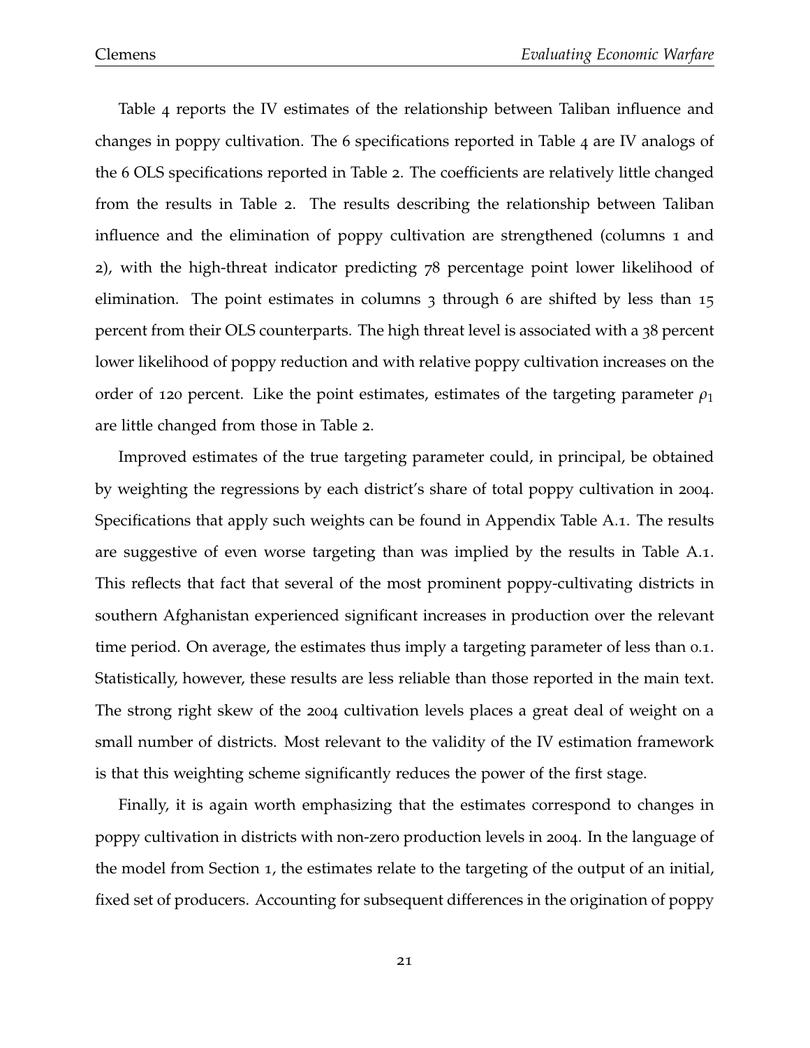Table 4 reports the IV estimates of the relationship between Taliban influence and changes in poppy cultivation. The 6 specifications reported in Table 4 are IV analogs of the 6 OLS specifications reported in Table 2. The coefficients are relatively little changed from the results in Table 2. The results describing the relationship between Taliban influence and the elimination of poppy cultivation are strengthened (columns 1 and 2), with the high-threat indicator predicting 78 percentage point lower likelihood of elimination. The point estimates in columns 3 through 6 are shifted by less than 15 percent from their OLS counterparts. The high threat level is associated with a 38 percent lower likelihood of poppy reduction and with relative poppy cultivation increases on the order of 120 percent. Like the point estimates, estimates of the targeting parameter $\rho_1$ are little changed from those in Table 2.

Improved estimates of the true targeting parameter could, in principal, be obtained by weighting the regressions by each district's share of total poppy cultivation in 2004. Specifications that apply such weights can be found in Appendix Table A.1. The results are suggestive of even worse targeting than was implied by the results in Table A.1. This reflects that fact that several of the most prominent poppy-cultivating districts in southern Afghanistan experienced significant increases in production over the relevant time period. On average, the estimates thus imply a targeting parameter of less than 0.1. Statistically, however, these results are less reliable than those reported in the main text. The strong right skew of the 2004 cultivation levels places a great deal of weight on a small number of districts. Most relevant to the validity of the IV estimation framework is that this weighting scheme significantly reduces the power of the first stage.

Finally, it is again worth emphasizing that the estimates correspond to changes in poppy cultivation in districts with non-zero production levels in 2004. In the language of the model from Section 1, the estimates relate to the targeting of the output of an initial, fixed set of producers. Accounting for subsequent differences in the origination of poppy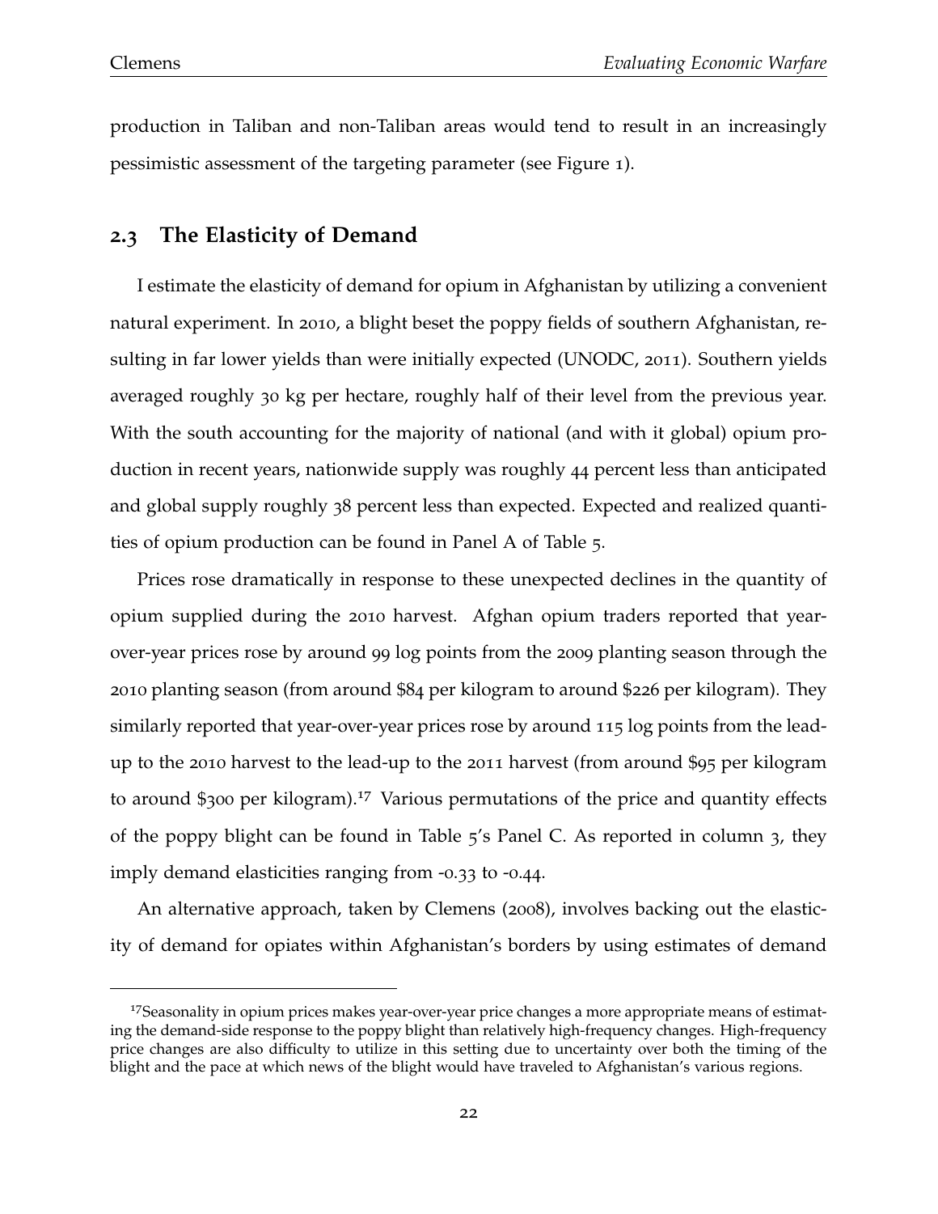production in Taliban and non-Taliban areas would tend to result in an increasingly pessimistic assessment of the targeting parameter (see Figure 1).

## 2.3 The Elasticity of Demand

I estimate the elasticity of demand for opium in Afghanistan by utilizing a convenient natural experiment. In 2010, a blight beset the poppy fields of southern Afghanistan, resulting in far lower yields than were initially expected (UNODC, 2011). Southern yields averaged roughly 30 kg per hectare, roughly half of their level from the previous year. With the south accounting for the majority of national (and with it global) opium production in recent years, nationwide supply was roughly 44 percent less than anticipated and global supply roughly 38 percent less than expected. Expected and realized quantities of opium production can be found in Panel A of Table 5.

Prices rose dramatically in response to these unexpected declines in the quantity of opium supplied during the 2010 harvest. Afghan opium traders reported that year-over-year prices rose by around 99 log points from the 2009 planting season through the 2010 planting season (from around \$84 per kilogram to around \$226 per kilogram). They similarly reported that year-over-year prices rose by around 115 log points from the lead-up to the 2010 harvest to the lead-up to the 2011 harvest (from around \$95 per kilogram to around \$300 per kilogram).[17] Various permutations of the price and quantity effects of the poppy blight can be found in Table 5's Panel C. As reported in column 3, they imply demand elasticities ranging from -0.33 to -0.44.

An alternative approach, taken by Clemens (2008), involves backing out the elasticity of demand for opiates within Afghanistan's borders by using estimates of demand

[17] Seasonality in opium prices makes year-over-year price changes a more appropriate means of estimating the demand-side response to the poppy blight than relatively high-frequency changes. High-frequency price changes are also difficulty to utilize in this setting due to uncertainty over both the timing of the blight and the pace at which news of the blight would have traveled to Afghanistan's various regions.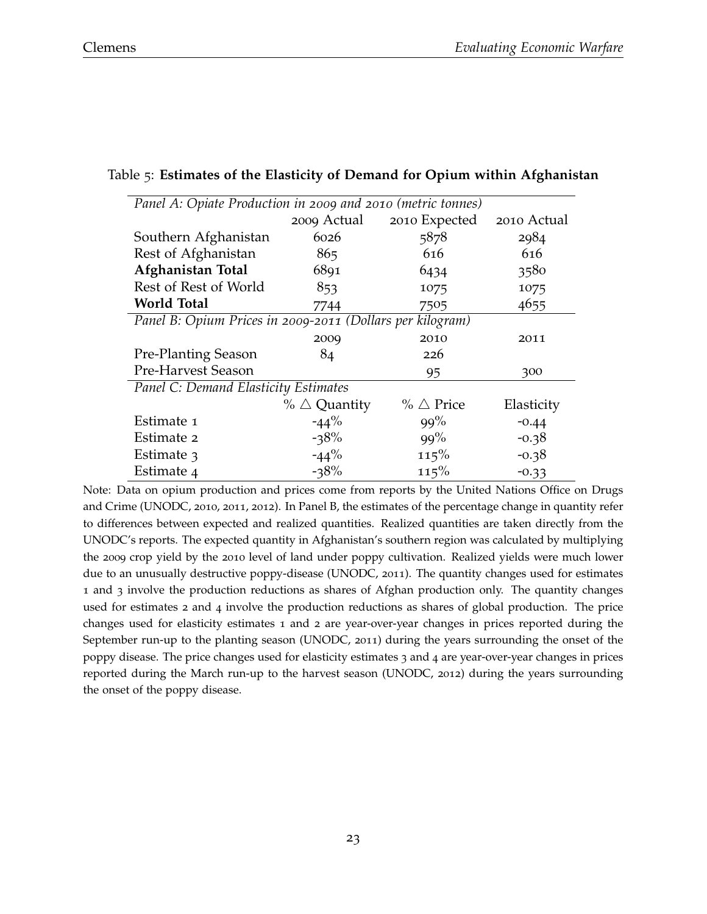Table 5: **Estimates of the Elasticity of Demand for Opium within Afghanistan**

| *Panel A: Opiate Production in 2009 and 2010 (metric tonnes)* | | | |
|---|---|---|---|
| | 2009 Actual | 2010 Expected | 2010 Actual |
| Southern Afghanistan | 6026 | 5878 | 2984 |
| Rest of Afghanistan | 865 | 616 | 616 |
| **Afghanistan Total** | 6891 | 6434 | 3580 |
| Rest of Rest of World | 853 | 1075 | 1075 |
| **World Total** | 7744 | 7505 | 4655 |
| *Panel B: Opium Prices in 2009-2011 (Dollars per kilogram)* | | | |
| | 2009 | 2010 | 2011 |
| Pre-Planting Season | 84 | 226 | |
| Pre-Harvest Season | | 95 | 300 |
| *Panel C: Demand Elasticity Estimates* | | | |
| | % $\triangle$ Quantity | % $\triangle$ Price | Elasticity |
| Estimate 1 | -44% | 99% | -0.44 |
| Estimate 2 | -38% | 99% | -0.38 |
| Estimate 3 | -44% | 115% | -0.38 |
| Estimate 4 | -38% | 115% | -0.33 |

Note: Data on opium production and prices come from reports by the United Nations Office on Drugs and Crime (UNODC, 2010, 2011, 2012). In Panel B, the estimates of the percentage change in quantity refer to differences between expected and realized quantities. Realized quantities are taken directly from the UNODC's reports. The expected quantity in Afghanistan's southern region was calculated by multiplying the 2009 crop yield by the 2010 level of land under poppy cultivation. Realized yields were much lower due to an unusually destructive poppy-disease (UNODC, 2011). The quantity changes used for estimates 1 and 3 involve the production reductions as shares of Afghan production only. The quantity changes used for estimates 2 and 4 involve the production reductions as shares of global production. The price changes used for elasticity estimates 1 and 2 are year-over-year changes in prices reported during the September run-up to the planting season (UNODC, 2011) during the years surrounding the onset of the poppy disease. The price changes used for elasticity estimates 3 and 4 are year-over-year changes in prices reported during the March run-up to the harvest season (UNODC, 2012) during the years surrounding the onset of the poppy disease.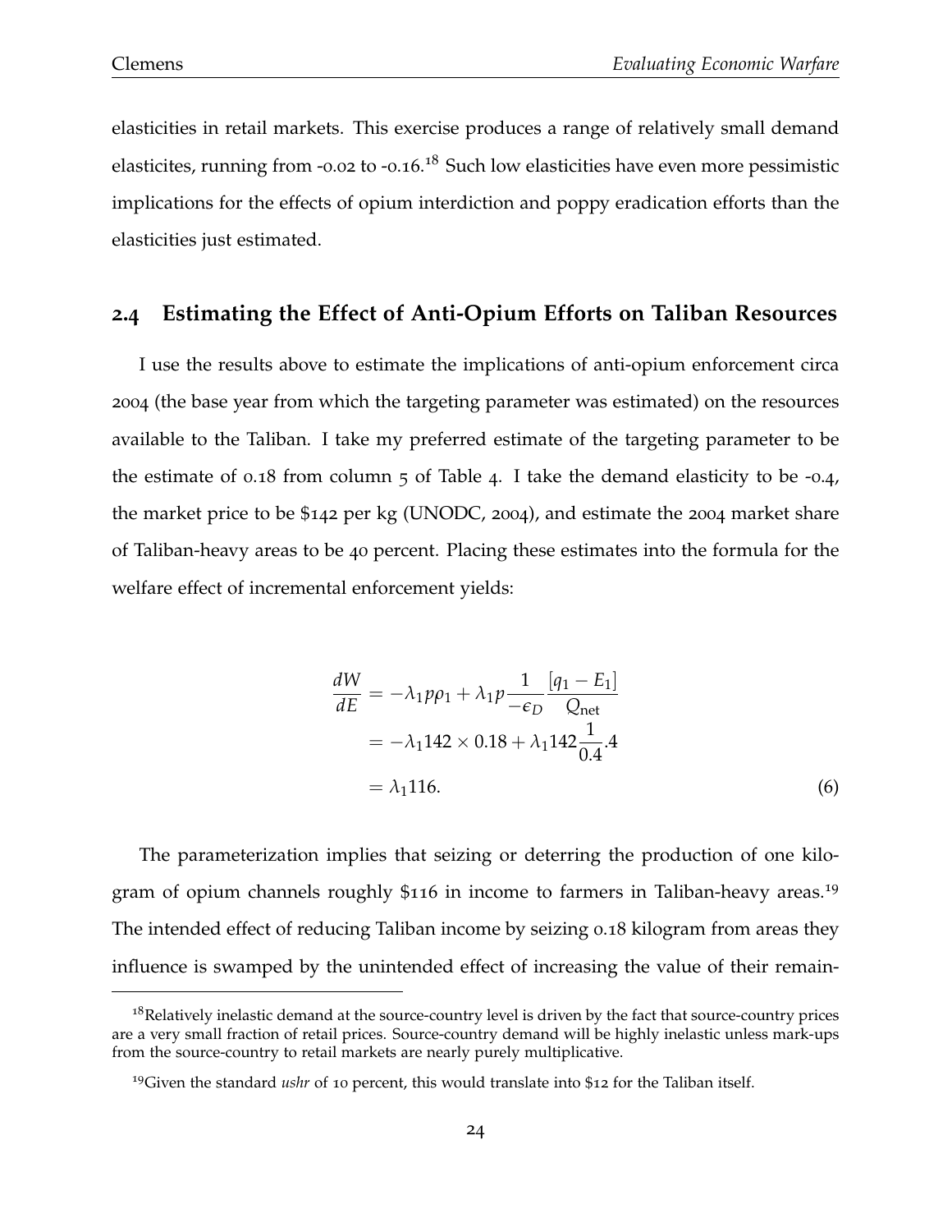elasticities in retail markets. This exercise produces a range of relatively small demand elasticites, running from -0.02 to -0.16.[18] Such low elasticities have even more pessimistic implications for the effects of opium interdiction and poppy eradication efforts than the elasticities just estimated.

## 2.4 Estimating the Effect of Anti-Opium Efforts on Taliban Resources

I use the results above to estimate the implications of anti-opium enforcement circa 2004 (the base year from which the targeting parameter was estimated) on the resources available to the Taliban. I take my preferred estimate of the targeting parameter to be the estimate of 0.18 from column 5 of Table 4. I take the demand elasticity to be -0.4, the market price to be $142 per kg (UNODC, 2004), and estimate the 2004 market share of Taliban-heavy areas to be 40 percent. Placing these estimates into the formula for the welfare effect of incremental enforcement yields:

$$
\begin{aligned}
\frac{dW}{dE} &= -\lambda_1 p \rho_1 + \lambda_1 p \frac{1}{-\epsilon_D} \frac{[q_1 - E_1]}{Q_{\text{net}}} \\
&= -\lambda_1 142 \times 0.18 + \lambda_1 142 \frac{1}{0.4} .4 \\
&= \lambda_1 116.
\end{aligned}
\tag{6}
$$

The parameterization implies that seizing or deterring the production of one kilogram of opium channels roughly $116 in income to farmers in Taliban-heavy areas.[19] The intended effect of reducing Taliban income by seizing 0.18 kilogram from areas they influence is swamped by the unintended effect of increasing the value of their remain-

[18] Relatively inelastic demand at the source-country level is driven by the fact that source-country prices are a very small fraction of retail prices. Source-country demand will be highly inelastic unless mark-ups from the source-country to retail markets are nearly purely multiplicative.

[19] Given the standard *ushr* of 10 percent, this would translate into $12 for the Taliban itself.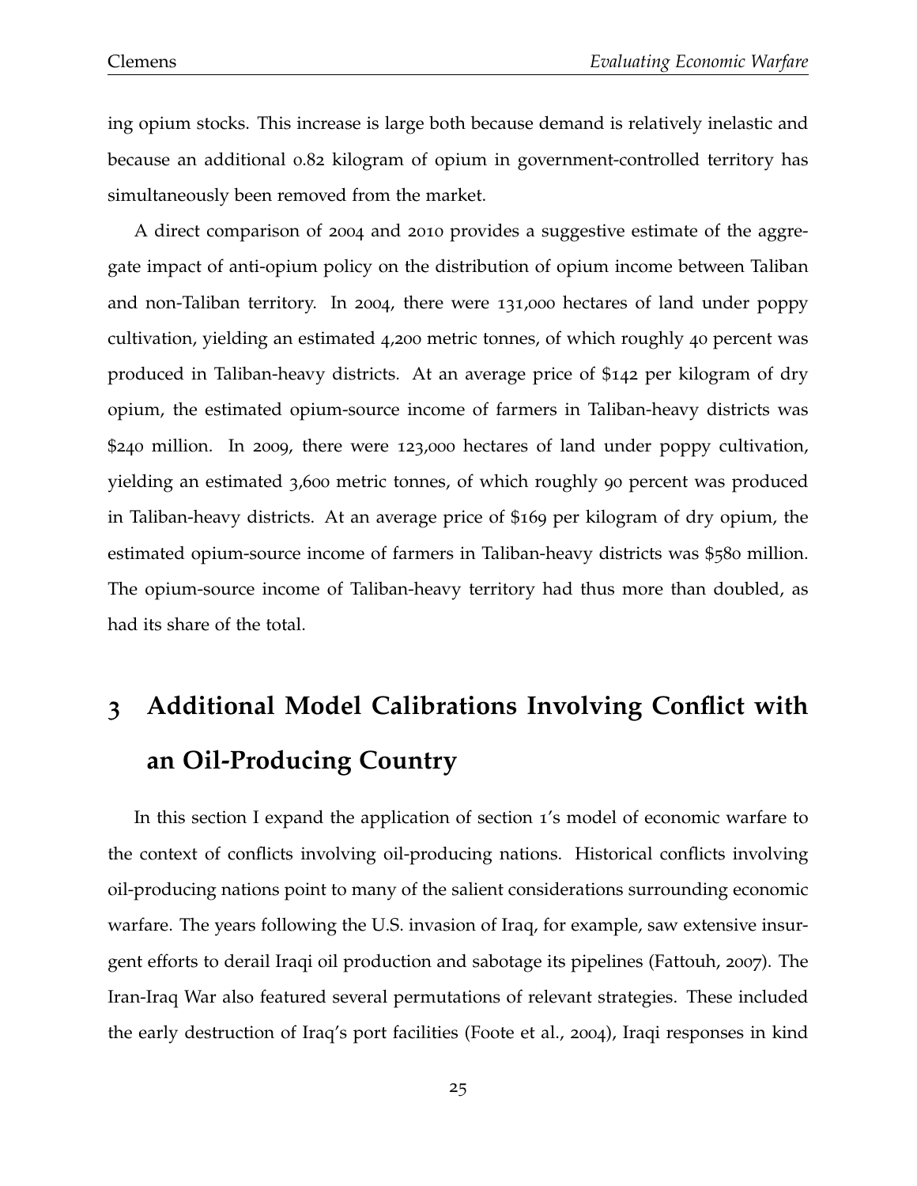ing opium stocks. This increase is large both because demand is relatively inelastic and because an additional 0.82 kilogram of opium in government-controlled territory has simultaneously been removed from the market.

A direct comparison of 2004 and 2010 provides a suggestive estimate of the aggregate impact of anti-opium policy on the distribution of opium income between Taliban and non-Taliban territory. In 2004, there were 131,000 hectares of land under poppy cultivation, yielding an estimated 4,200 metric tonnes, of which roughly 40 percent was produced in Taliban-heavy districts. At an average price of $142 per kilogram of dry opium, the estimated opium-source income of farmers in Taliban-heavy districts was $240 million. In 2009, there were 123,000 hectares of land under poppy cultivation, yielding an estimated 3,600 metric tonnes, of which roughly 90 percent was produced in Taliban-heavy districts. At an average price of $169 per kilogram of dry opium, the estimated opium-source income of farmers in Taliban-heavy districts was $580 million. The opium-source income of Taliban-heavy territory had thus more than doubled, as had its share of the total.

# 3 Additional Model Calibrations Involving Conflict with an Oil-Producing Country

In this section I expand the application of section 1's model of economic warfare to the context of conflicts involving oil-producing nations. Historical conflicts involving oil-producing nations point to many of the salient considerations surrounding economic warfare. The years following the U.S. invasion of Iraq, for example, saw extensive insurgent efforts to derail Iraqi oil production and sabotage its pipelines (Fattouh, 2007). The Iran-Iraq War also featured several permutations of relevant strategies. These included the early destruction of Iraq's port facilities (Foote et al., 2004), Iraqi responses in kind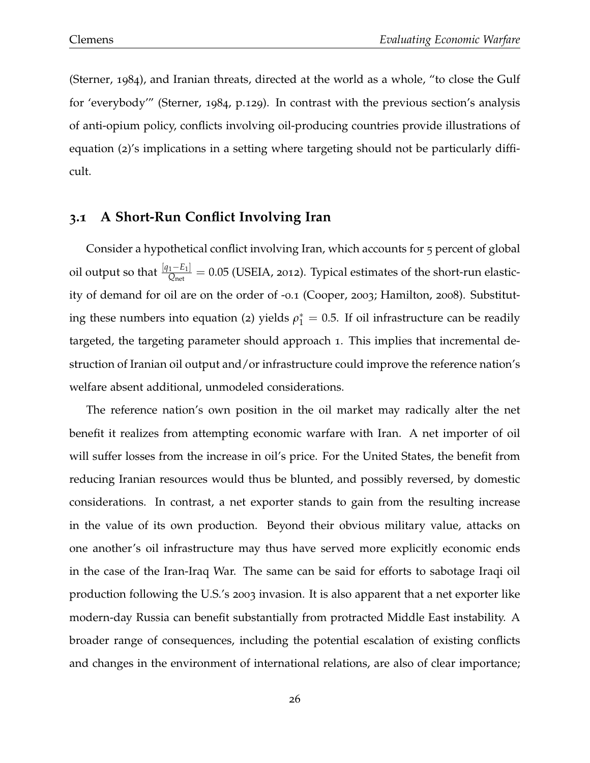(Sterner, 1984), and Iranian threats, directed at the world as a whole, "to close the Gulf for 'everybody'" (Sterner, 1984, p.129). In contrast with the previous section's analysis of anti-opium policy, conflicts involving oil-producing countries provide illustrations of equation (2)'s implications in a setting where targeting should not be particularly difficult.

### 3.1 A Short-Run Conflict Involving Iran

Consider a hypothetical conflict involving Iran, which accounts for 5 percent of global oil output so that $\frac{[q_1 - E_1]}{Q_{\text{net}}} = 0.05$ (USEIA, 2012). Typical estimates of the short-run elasticity of demand for oil are on the order of -0.1 (Cooper, 2003; Hamilton, 2008). Substituting these numbers into equation (2) yields $\rho_1^* = 0.5$. If oil infrastructure can be readily targeted, the targeting parameter should approach 1. This implies that incremental destruction of Iranian oil output and/or infrastructure could improve the reference nation's welfare absent additional, unmodeled considerations.

The reference nation's own position in the oil market may radically alter the net benefit it realizes from attempting economic warfare with Iran. A net importer of oil will suffer losses from the increase in oil's price. For the United States, the benefit from reducing Iranian resources would thus be blunted, and possibly reversed, by domestic considerations. In contrast, a net exporter stands to gain from the resulting increase in the value of its own production. Beyond their obvious military value, attacks on one another's oil infrastructure may thus have served more explicitly economic ends in the case of the Iran-Iraq War. The same can be said for efforts to sabotage Iraqi oil production following the U.S.'s 2003 invasion. It is also apparent that a net exporter like modern-day Russia can benefit substantially from protracted Middle East instability. A broader range of consequences, including the potential escalation of existing conflicts and changes in the environment of international relations, are also of clear importance;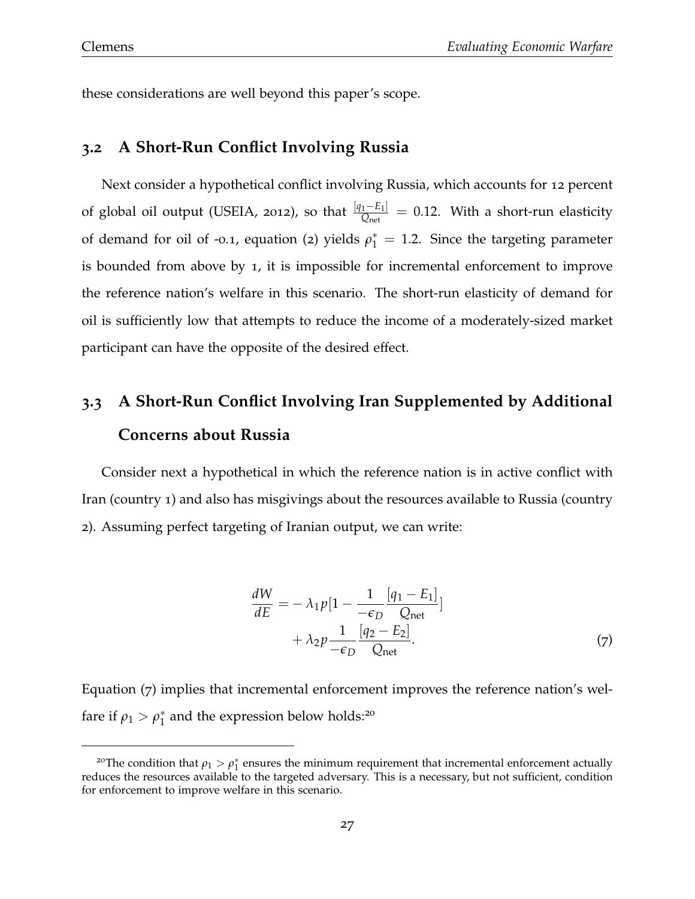these considerations are well beyond this paper's scope.

## 3.2 A Short-Run Conflict Involving Russia

Next consider a hypothetical conflict involving Russia, which accounts for 12 percent of global oil output (USEIA, 2012), so that $\frac{[q_1 - E_1]}{Q_{\text{net}}} = 0.12$. With a short-run elasticity of demand for oil of -0.1, equation (2) yields $\rho_1^* = 1.2$. Since the targeting parameter is bounded from above by 1, it is impossible for incremental enforcement to improve the reference nation's welfare in this scenario. The short-run elasticity of demand for oil is sufficiently low that attempts to reduce the income of a moderately-sized market participant can have the opposite of the desired effect.

## 3.3 A Short-Run Conflict Involving Iran Supplemented by Additional Concerns about Russia

Consider next a hypothetical in which the reference nation is in active conflict with Iran (country 1) and also has misgivings about the resources available to Russia (country 2). Assuming perfect targeting of Iranian output, we can write:

$$
\begin{aligned}
\frac{dW}{dE} = & -\lambda_1 p[1 - \frac{1}{-\epsilon_D}\frac{[q_1 - E_1]}{Q_{\text{net}}}] \\
& + \lambda_2 p \frac{1}{-\epsilon_D}\frac{[q_2 - E_2]}{Q_{\text{net}}}.
\end{aligned} \tag{7}
$$

Equation (7) implies that incremental enforcement improves the reference nation's welfare if $\rho_1 > \rho_1^*$ and the expression below holds:[20]

[20] The condition that $\rho_1 > \rho_1^*$ ensures the minimum requirement that incremental enforcement actually reduces the resources available to the targeted adversary. This is a necessary, but not sufficient, condition for enforcement to improve welfare in this scenario.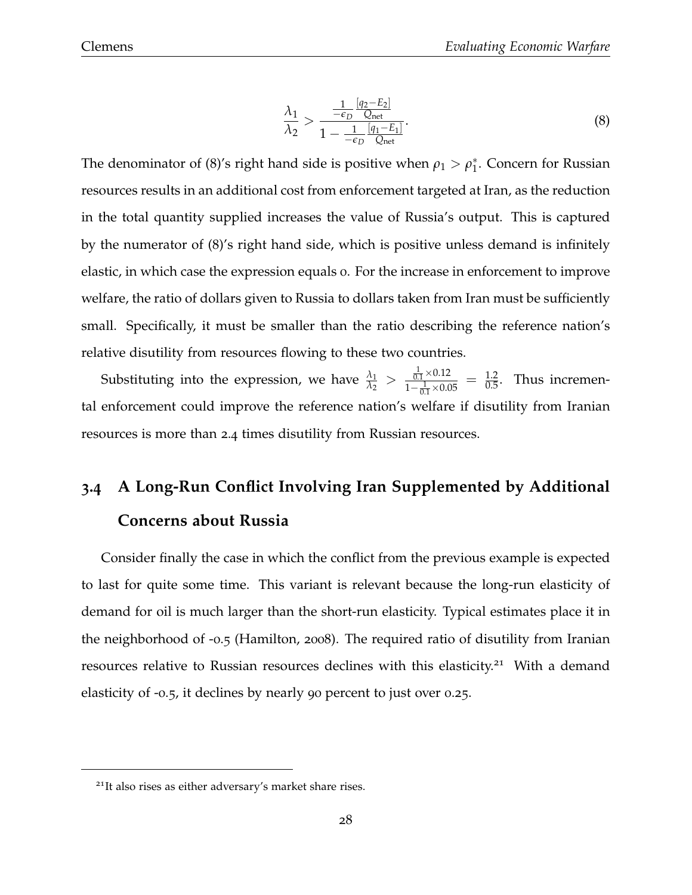$$\frac{\lambda_1}{\lambda_2} > \frac{\frac{1}{-\epsilon_D} \frac{[q_2 - E_2]}{Q_{\text{net}}}}{1 - \frac{1}{-\epsilon_D} \frac{[q_1 - E_1]}{Q_{\text{net}}}}. \tag{8}$$

The denominator of (8)'s right hand side is positive when $\rho_1 > \rho_1^*$. Concern for Russian resources results in an additional cost from enforcement targeted at Iran, as the reduction in the total quantity supplied increases the value of Russia's output. This is captured by the numerator of (8)'s right hand side, which is positive unless demand is infinitely elastic, in which case the expression equals 0. For the increase in enforcement to improve welfare, the ratio of dollars given to Russia to dollars taken from Iran must be sufficiently small. Specifically, it must be smaller than the ratio describing the reference nation's relative disutility from resources flowing to these two countries.

Substituting into the expression, we have $\frac{\lambda_1}{\lambda_2} > \frac{\frac{1}{0.1} \times 0.12}{1 - \frac{1}{0.1} \times 0.05} = \frac{1.2}{0.5}$. Thus incremental enforcement could improve the reference nation's welfare if disutility from Iranian resources is more than 2.4 times disutility from Russian resources.

## 3.4 A Long-Run Conflict Involving Iran Supplemented by Additional Concerns about Russia

Consider finally the case in which the conflict from the previous example is expected to last for quite some time. This variant is relevant because the long-run elasticity of demand for oil is much larger than the short-run elasticity. Typical estimates place it in the neighborhood of -0.5 (Hamilton, 2008). The required ratio of disutility from Iranian resources relative to Russian resources declines with this elasticity.[21] With a demand elasticity of -0.5, it declines by nearly 90 percent to just over 0.25.

---

[21] It also rises as either adversary's market share rises.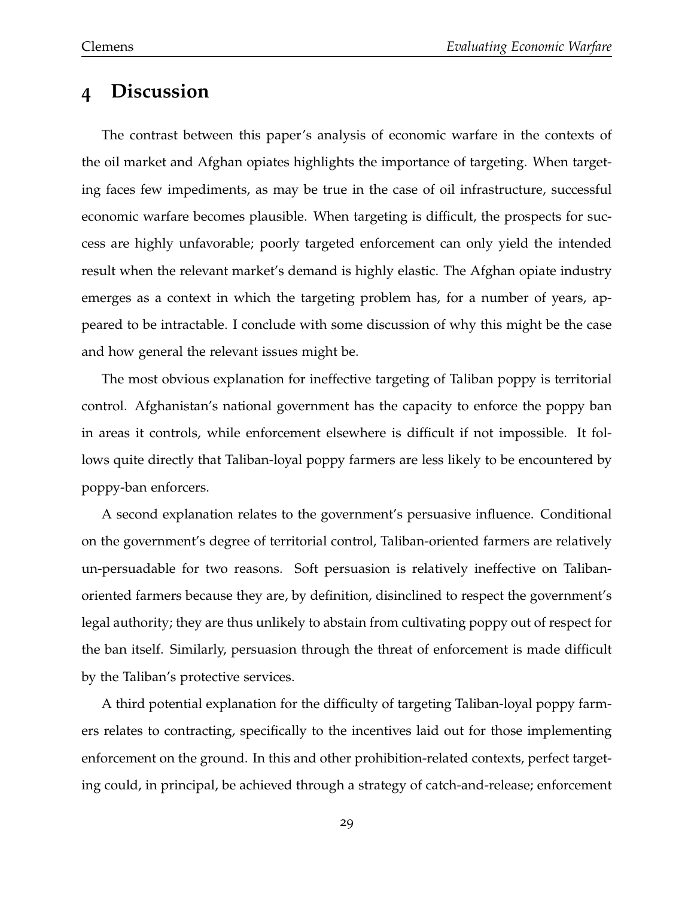# 4 Discussion

The contrast between this paper's analysis of economic warfare in the contexts of the oil market and Afghan opiates highlights the importance of targeting. When targeting faces few impediments, as may be true in the case of oil infrastructure, successful economic warfare becomes plausible. When targeting is difficult, the prospects for success are highly unfavorable; poorly targeted enforcement can only yield the intended result when the relevant market's demand is highly elastic. The Afghan opiate industry emerges as a context in which the targeting problem has, for a number of years, appeared to be intractable. I conclude with some discussion of why this might be the case and how general the relevant issues might be.

The most obvious explanation for ineffective targeting of Taliban poppy is territorial control. Afghanistan's national government has the capacity to enforce the poppy ban in areas it controls, while enforcement elsewhere is difficult if not impossible. It follows quite directly that Taliban-loyal poppy farmers are less likely to be encountered by poppy-ban enforcers.

A second explanation relates to the government's persuasive influence. Conditional on the government's degree of territorial control, Taliban-oriented farmers are relatively un-persuadable for two reasons. Soft persuasion is relatively ineffective on Taliban-oriented farmers because they are, by definition, disinclined to respect the government's legal authority; they are thus unlikely to abstain from cultivating poppy out of respect for the ban itself. Similarly, persuasion through the threat of enforcement is made difficult by the Taliban's protective services.

A third potential explanation for the difficulty of targeting Taliban-loyal poppy farmers relates to contracting, specifically to the incentives laid out for those implementing enforcement on the ground. In this and other prohibition-related contexts, perfect targeting could, in principal, be achieved through a strategy of catch-and-release; enforcement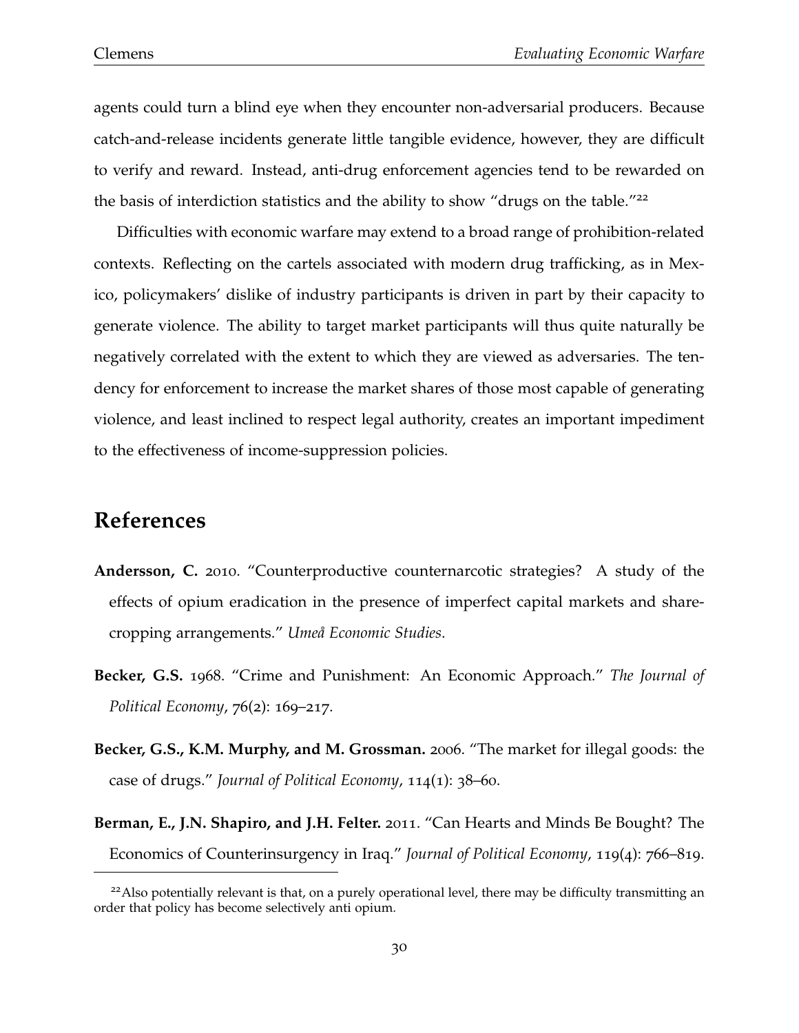agents could turn a blind eye when they encounter non-adversarial producers. Because catch-and-release incidents generate little tangible evidence, however, they are difficult to verify and reward. Instead, anti-drug enforcement agencies tend to be rewarded on the basis of interdiction statistics and the ability to show "drugs on the table."[22]

Difficulties with economic warfare may extend to a broad range of prohibition-related contexts. Reflecting on the cartels associated with modern drug trafficking, as in Mexico, policymakers' dislike of industry participants is driven in part by their capacity to generate violence. The ability to target market participants will thus quite naturally be negatively correlated with the extent to which they are viewed as adversaries. The tendency for enforcement to increase the market shares of those most capable of generating violence, and least inclined to respect legal authority, creates an important impediment to the effectiveness of income-suppression policies.

## References

**Andersson, C.** 2010. "Counterproductive counternarcotic strategies? A study of the effects of opium eradication in the presence of imperfect capital markets and sharecropping arrangements." *Umeå Economic Studies*.

**Becker, G.S.** 1968. "Crime and Punishment: An Economic Approach." *The Journal of Political Economy*, 76(2): 169–217.

**Becker, G.S., K.M. Murphy, and M. Grossman.** 2006. "The market for illegal goods: the case of drugs." *Journal of Political Economy*, 114(1): 38–60.

**Berman, E., J.N. Shapiro, and J.H. Felter.** 2011. "Can Hearts and Minds Be Bought? The Economics of Counterinsurgency in Iraq." *Journal of Political Economy*, 119(4): 766–819.

[22] Also potentially relevant is that, on a purely operational level, there may be difficulty transmitting an order that policy has become selectively anti opium.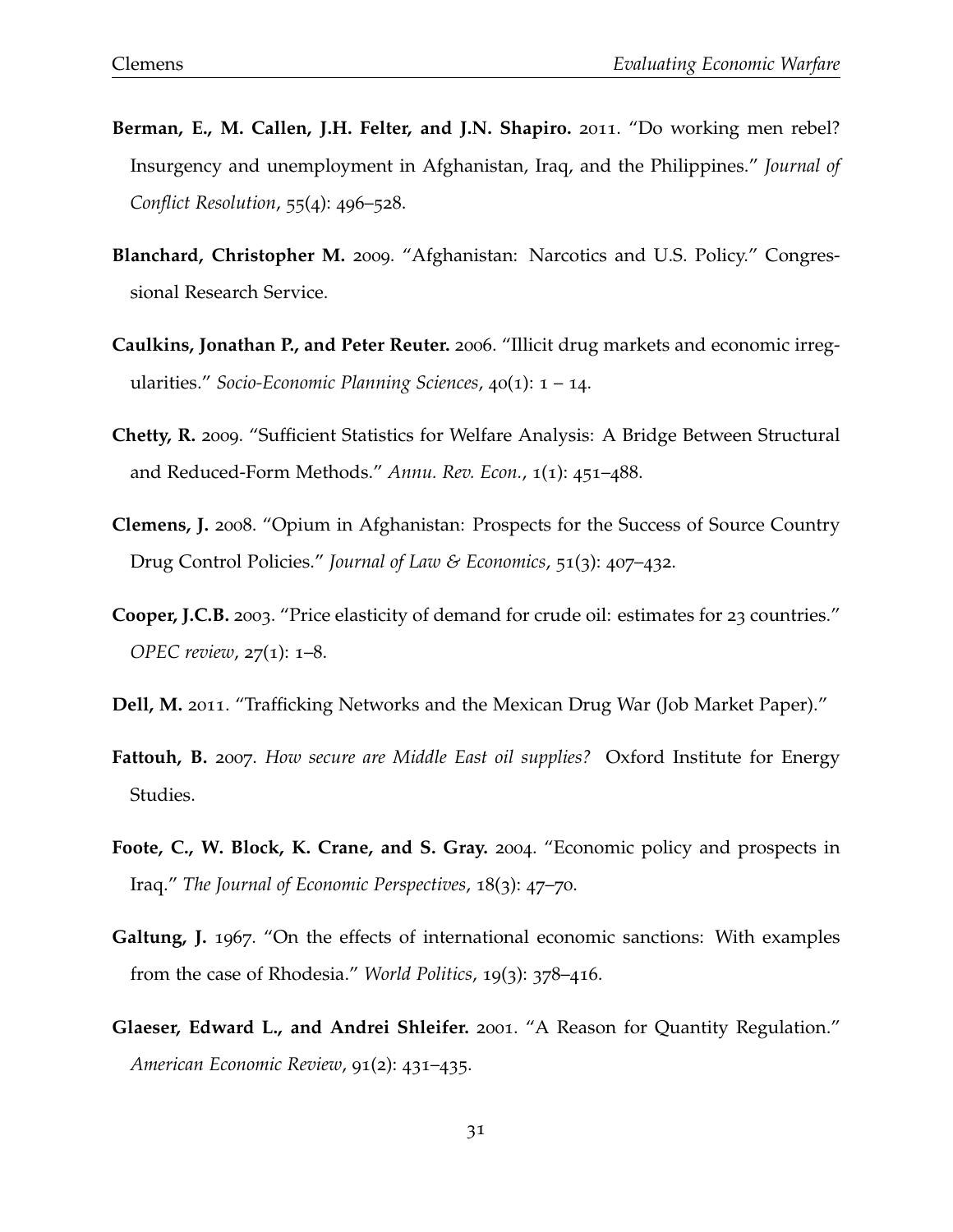**Berman, E., M. Callen, J.H. Felter, and J.N. Shapiro.** 2011. "Do working men rebel? Insurgency and unemployment in Afghanistan, Iraq, and the Philippines." *Journal of Conflict Resolution*, 55(4): 496–528.

**Blanchard, Christopher M.** 2009. "Afghanistan: Narcotics and U.S. Policy." Congressional Research Service.

**Caulkins, Jonathan P., and Peter Reuter.** 2006. "Illicit drug markets and economic irregularities." *Socio-Economic Planning Sciences*, 40(1): 1 – 14.

**Chetty, R.** 2009. "Sufficient Statistics for Welfare Analysis: A Bridge Between Structural and Reduced-Form Methods." *Annu. Rev. Econ.*, 1(1): 451–488.

**Clemens, J.** 2008. "Opium in Afghanistan: Prospects for the Success of Source Country Drug Control Policies." *Journal of Law & Economics*, 51(3): 407–432.

**Cooper, J.C.B.** 2003. "Price elasticity of demand for crude oil: estimates for 23 countries." *OPEC review*, 27(1): 1–8.

**Dell, M.** 2011. "Trafficking Networks and the Mexican Drug War (Job Market Paper)."

**Fattouh, B.** 2007. *How secure are Middle East oil supplies?* Oxford Institute for Energy Studies.

**Foote, C., W. Block, K. Crane, and S. Gray.** 2004. "Economic policy and prospects in Iraq." *The Journal of Economic Perspectives*, 18(3): 47–70.

**Galtung, J.** 1967. "On the effects of international economic sanctions: With examples from the case of Rhodesia." *World Politics*, 19(3): 378–416.

**Glaeser, Edward L., and Andrei Shleifer.** 2001. "A Reason for Quantity Regulation." *American Economic Review*, 91(2): 431–435.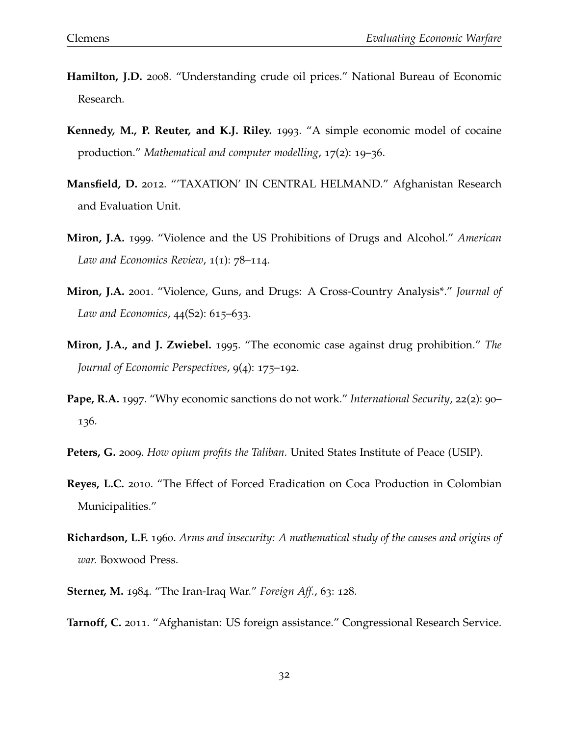**Hamilton, J.D.** 2008. "Understanding crude oil prices." National Bureau of Economic Research.

**Kennedy, M., P. Reuter, and K.J. Riley.** 1993. "A simple economic model of cocaine production." *Mathematical and computer modelling*, 17(2): 19–36.

**Mansfield, D.** 2012. "'TAXATION' IN CENTRAL HELMAND." Afghanistan Research and Evaluation Unit.

**Miron, J.A.** 1999. "Violence and the US Prohibitions of Drugs and Alcohol." *American Law and Economics Review*, 1(1): 78–114.

**Miron, J.A.** 2001. "Violence, Guns, and Drugs: A Cross-Country Analysis*." *Journal of Law and Economics*, 44(S2): 615–633.

**Miron, J.A., and J. Zwiebel.** 1995. "The economic case against drug prohibition." *The Journal of Economic Perspectives*, 9(4): 175–192.

**Pape, R.A.** 1997. "Why economic sanctions do not work." *International Security*, 22(2): 90–136.

**Peters, G.** 2009. *How opium profits the Taliban.* United States Institute of Peace (USIP).

**Reyes, L.C.** 2010. "The Effect of Forced Eradication on Coca Production in Colombian Municipalities."

**Richardson, L.F.** 1960. *Arms and insecurity: A mathematical study of the causes and origins of war.* Boxwood Press.

**Sterner, M.** 1984. "The Iran-Iraq War." *Foreign Aff.*, 63: 128.

**Tarnoff, C.** 2011. "Afghanistan: US foreign assistance." Congressional Research Service.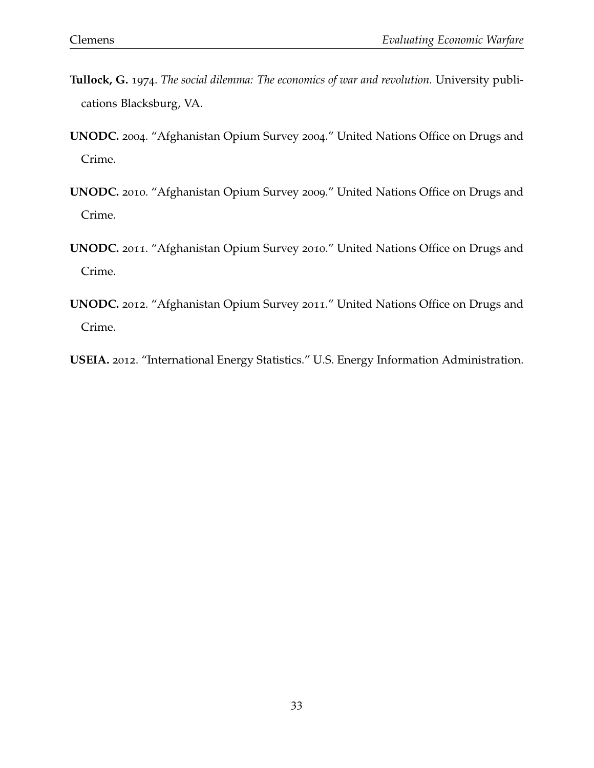**Tullock, G.** 1974. *The social dilemma: The economics of war and revolution.* University publications Blacksburg, VA.

**UNODC.** 2004. "Afghanistan Opium Survey 2004." United Nations Office on Drugs and Crime.

**UNODC.** 2010. "Afghanistan Opium Survey 2009." United Nations Office on Drugs and Crime.

**UNODC.** 2011. "Afghanistan Opium Survey 2010." United Nations Office on Drugs and Crime.

**UNODC.** 2012. "Afghanistan Opium Survey 2011." United Nations Office on Drugs and Crime.

**USEIA.** 2012. "International Energy Statistics." U.S. Energy Information Administration.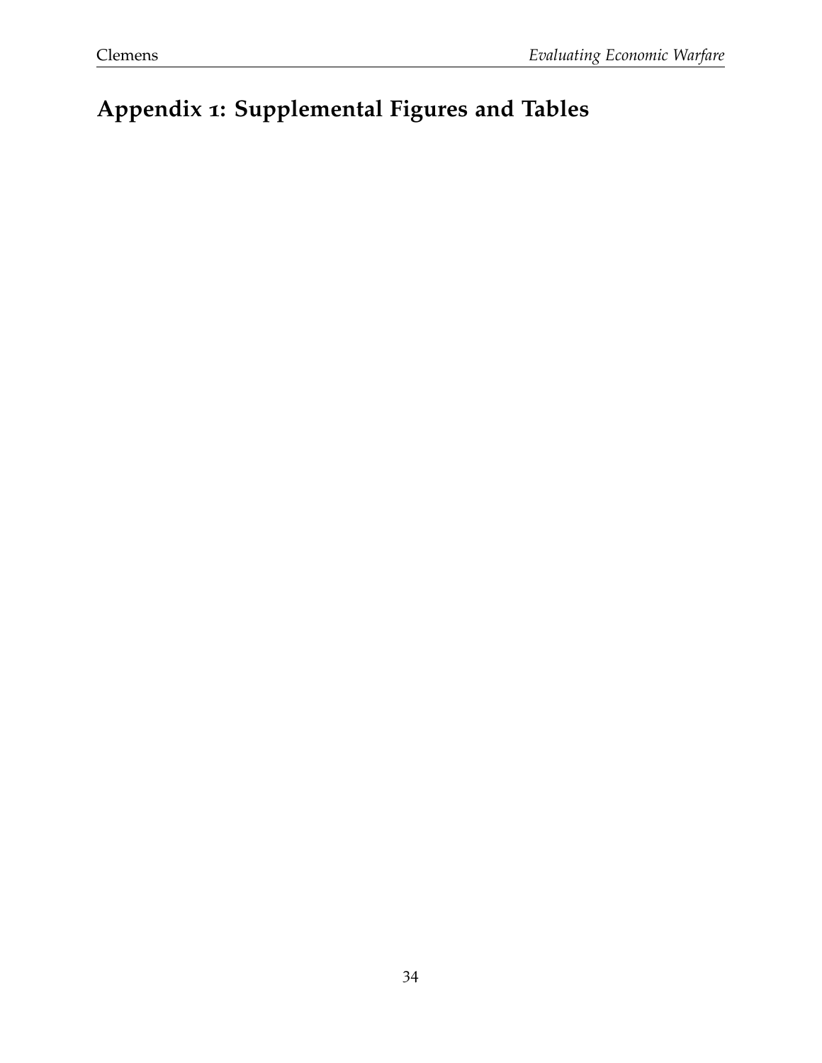# Appendix 1: Supplemental Figures and Tables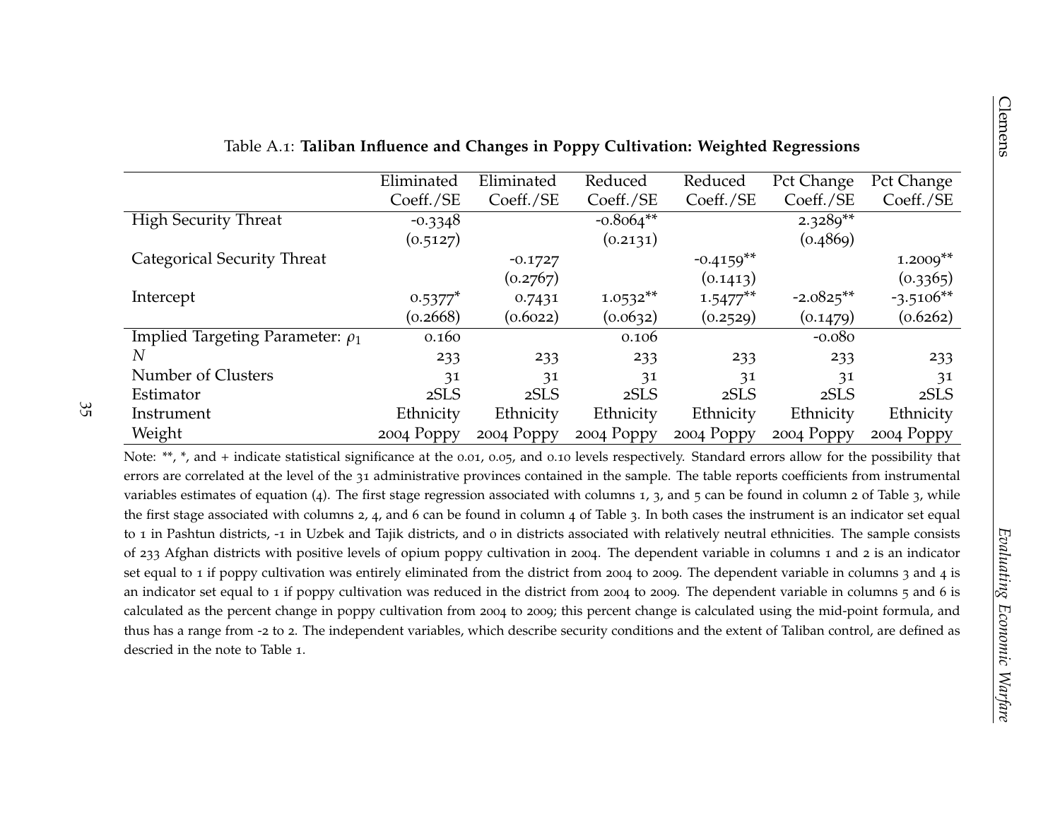Table A.1: **Taliban Influence and Changes in Poppy Cultivation: Weighted Regressions**

| | Eliminated | Eliminated | Reduced | Reduced | Pct Change | Pct Change |
|---|---|---|---|---|---|---|
| | Coeff./SE | Coeff./SE | Coeff./SE | Coeff./SE | Coeff./SE | Coeff./SE |
| High Security Threat | -0.3348 | | -0.8064** | | 2.3289** | |
| | (0.5127) | | (0.2131) | | (0.4869) | |
| Categorical Security Threat | | -0.1727 | | -0.4159** | | 1.2009** |
| | | (0.2767) | | (0.1413) | | (0.3365) |
| Intercept | 0.5377* | 0.7431 | 1.0532** | 1.5477** | -2.0825** | -3.5106** |
| | (0.2668) | (0.6022) | (0.0632) | (0.2529) | (0.1479) | (0.6262) |
| Implied Targeting Parameter: $\rho_1$ | 0.160 | | 0.106 | | -0.080 | |
| $N$ | 233 | 233 | 233 | 233 | 233 | 233 |
| Number of Clusters | 31 | 31 | 31 | 31 | 31 | 31 |
| Estimator | 2SLS | 2SLS | 2SLS | 2SLS | 2SLS | 2SLS |
| Instrument | Ethnicity | Ethnicity | Ethnicity | Ethnicity | Ethnicity | Ethnicity |
| Weight | 2004 Poppy | 2004 Poppy | 2004 Poppy | 2004 Poppy | 2004 Poppy | 2004 Poppy |

Note: **, *, and + indicate statistical significance at the 0.01, 0.05, and 0.10 levels respectively. Standard errors allow for the possibility that errors are correlated at the level of the 31 administrative provinces contained in the sample. The table reports coefficients from instrumental variables estimates of equation (4). The first stage regression associated with columns 1, 3, and 5 can be found in column 2 of Table 3, while the first stage associated with columns 2, 4, and 6 can be found in column 4 of Table 3. In both cases the instrument is an indicator set equal to 1 in Pashtun districts, -1 in Uzbek and Tajik districts, and 0 in districts associated with relatively neutral ethnicities. The sample consists of 233 Afghan districts with positive levels of opium poppy cultivation in 2004. The dependent variable in columns 1 and 2 is an indicator set equal to 1 if poppy cultivation was entirely eliminated from the district from 2004 to 2009. The dependent variable in columns 3 and 4 is an indicator set equal to 1 if poppy cultivation was reduced in the district from 2004 to 2009. The dependent variable in columns 5 and 6 is calculated as the percent change in poppy cultivation from 2004 to 2009; this percent change is calculated using the mid-point formula, and thus has a range from -2 to 2. The independent variables, which describe security conditions and the extent of Taliban control, are defined as descried in the note to Table 1.